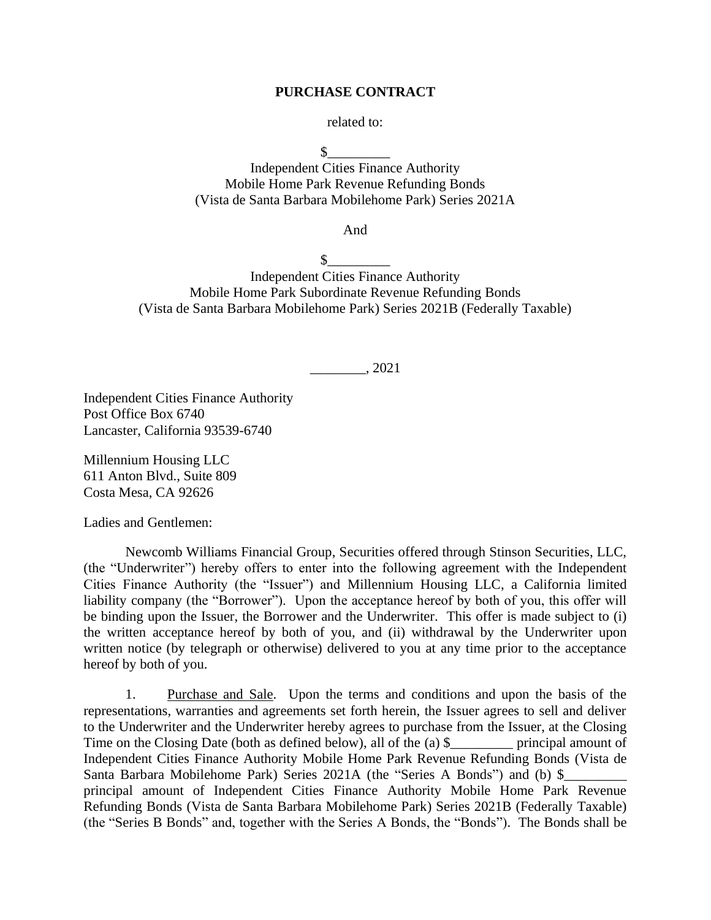**PURCHASE CONTRACT**

related to:

$_________
Independent Cities Finance Authority
Mobile Home Park Revenue Refunding Bonds
(Vista de Santa Barbara Mobilehome Park) Series 2021A

And

$_________
Independent Cities Finance Authority
Mobile Home Park Subordinate Revenue Refunding Bonds
(Vista de Santa Barbara Mobilehome Park) Series 2021B (Federally Taxable)

________, 2021

Independent Cities Finance Authority
Post Office Box 6740
Lancaster, California 93539-6740

Millennium Housing LLC
611 Anton Blvd., Suite 809
Costa Mesa, CA 92626

Ladies and Gentlemen:

Newcomb Williams Financial Group, Securities offered through Stinson Securities, LLC, (the "Underwriter") hereby offers to enter into the following agreement with the Independent Cities Finance Authority (the "Issuer") and Millennium Housing LLC, a California limited liability company (the "Borrower"). Upon the acceptance hereof by both of you, this offer will be binding upon the Issuer, the Borrower and the Underwriter. This offer is made subject to (i) the written acceptance hereof by both of you, and (ii) withdrawal by the Underwriter upon written notice (by telegraph or otherwise) delivered to you at any time prior to the acceptance hereof by both of you.

1. Purchase and Sale. Upon the terms and conditions and upon the basis of the representations, warranties and agreements set forth herein, the Issuer agrees to sell and deliver to the Underwriter and the Underwriter hereby agrees to purchase from the Issuer, at the Closing Time on the Closing Date (both as defined below), all of the (a) $_________ principal amount of Independent Cities Finance Authority Mobile Home Park Revenue Refunding Bonds (Vista de Santa Barbara Mobilehome Park) Series 2021A (the "Series A Bonds") and (b) $_________ principal amount of Independent Cities Finance Authority Mobile Home Park Revenue Refunding Bonds (Vista de Santa Barbara Mobilehome Park) Series 2021B (Federally Taxable) (the "Series B Bonds" and, together with the Series A Bonds, the "Bonds"). The Bonds shall be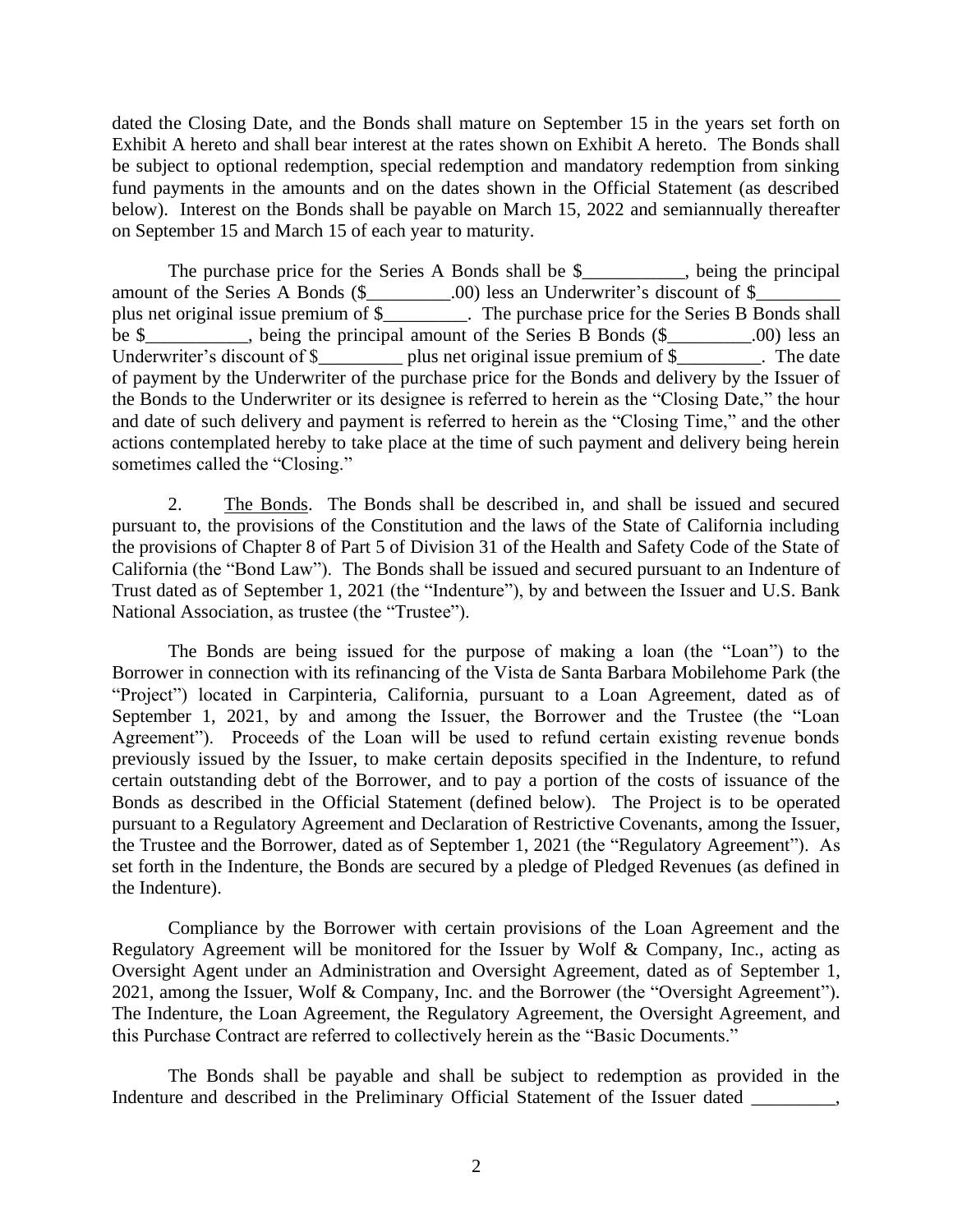dated the Closing Date, and the Bonds shall mature on September 15 in the years set forth on Exhibit A hereto and shall bear interest at the rates shown on Exhibit A hereto. The Bonds shall be subject to optional redemption, special redemption and mandatory redemption from sinking fund payments in the amounts and on the dates shown in the Official Statement (as described below). Interest on the Bonds shall be payable on March 15, 2022 and semiannually thereafter on September 15 and March 15 of each year to maturity.

The purchase price for the Series A Bonds shall be $___________, being the principal amount of the Series A Bonds ($_________.00) less an Underwriter's discount of $_________ plus net original issue premium of $_________. The purchase price for the Series B Bonds shall be $___________, being the principal amount of the Series B Bonds ($_________.00) less an Underwriter's discount of $_________ plus net original issue premium of $_________. The date of payment by the Underwriter of the purchase price for the Bonds and delivery by the Issuer of the Bonds to the Underwriter or its designee is referred to herein as the "Closing Date," the hour and date of such delivery and payment is referred to herein as the "Closing Time," and the other actions contemplated hereby to take place at the time of such payment and delivery being herein sometimes called the "Closing."

2. The Bonds. The Bonds shall be described in, and shall be issued and secured pursuant to, the provisions of the Constitution and the laws of the State of California including the provisions of Chapter 8 of Part 5 of Division 31 of the Health and Safety Code of the State of California (the "Bond Law"). The Bonds shall be issued and secured pursuant to an Indenture of Trust dated as of September 1, 2021 (the "Indenture"), by and between the Issuer and U.S. Bank National Association, as trustee (the "Trustee").

The Bonds are being issued for the purpose of making a loan (the "Loan") to the Borrower in connection with its refinancing of the Vista de Santa Barbara Mobilehome Park (the "Project") located in Carpinteria, California, pursuant to a Loan Agreement, dated as of September 1, 2021, by and among the Issuer, the Borrower and the Trustee (the "Loan Agreement"). Proceeds of the Loan will be used to refund certain existing revenue bonds previously issued by the Issuer, to make certain deposits specified in the Indenture, to refund certain outstanding debt of the Borrower, and to pay a portion of the costs of issuance of the Bonds as described in the Official Statement (defined below). The Project is to be operated pursuant to a Regulatory Agreement and Declaration of Restrictive Covenants, among the Issuer, the Trustee and the Borrower, dated as of September 1, 2021 (the "Regulatory Agreement"). As set forth in the Indenture, the Bonds are secured by a pledge of Pledged Revenues (as defined in the Indenture).

Compliance by the Borrower with certain provisions of the Loan Agreement and the Regulatory Agreement will be monitored for the Issuer by Wolf & Company, Inc., acting as Oversight Agent under an Administration and Oversight Agreement, dated as of September 1, 2021, among the Issuer, Wolf & Company, Inc. and the Borrower (the "Oversight Agreement"). The Indenture, the Loan Agreement, the Regulatory Agreement, the Oversight Agreement, and this Purchase Contract are referred to collectively herein as the "Basic Documents."

The Bonds shall be payable and shall be subject to redemption as provided in the Indenture and described in the Preliminary Official Statement of the Issuer dated _________,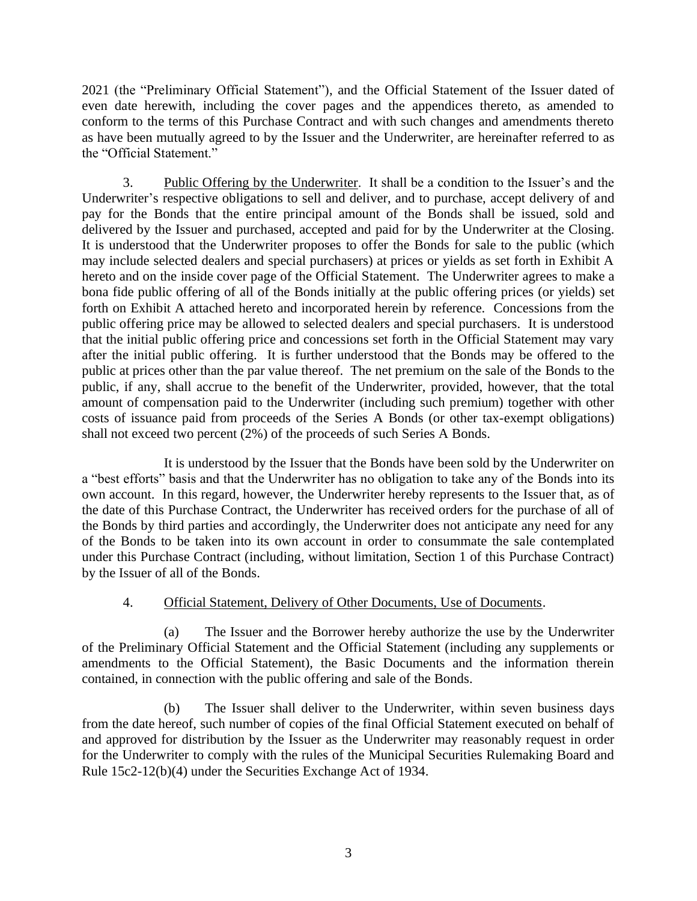2021 (the "Preliminary Official Statement"), and the Official Statement of the Issuer dated of even date herewith, including the cover pages and the appendices thereto, as amended to conform to the terms of this Purchase Contract and with such changes and amendments thereto as have been mutually agreed to by the Issuer and the Underwriter, are hereinafter referred to as the "Official Statement."

3. Public Offering by the Underwriter. It shall be a condition to the Issuer's and the Underwriter's respective obligations to sell and deliver, and to purchase, accept delivery of and pay for the Bonds that the entire principal amount of the Bonds shall be issued, sold and delivered by the Issuer and purchased, accepted and paid for by the Underwriter at the Closing. It is understood that the Underwriter proposes to offer the Bonds for sale to the public (which may include selected dealers and special purchasers) at prices or yields as set forth in Exhibit A hereto and on the inside cover page of the Official Statement. The Underwriter agrees to make a bona fide public offering of all of the Bonds initially at the public offering prices (or yields) set forth on Exhibit A attached hereto and incorporated herein by reference. Concessions from the public offering price may be allowed to selected dealers and special purchasers. It is understood that the initial public offering price and concessions set forth in the Official Statement may vary after the initial public offering. It is further understood that the Bonds may be offered to the public at prices other than the par value thereof. The net premium on the sale of the Bonds to the public, if any, shall accrue to the benefit of the Underwriter, provided, however, that the total amount of compensation paid to the Underwriter (including such premium) together with other costs of issuance paid from proceeds of the Series A Bonds (or other tax-exempt obligations) shall not exceed two percent (2%) of the proceeds of such Series A Bonds.

It is understood by the Issuer that the Bonds have been sold by the Underwriter on a "best efforts" basis and that the Underwriter has no obligation to take any of the Bonds into its own account. In this regard, however, the Underwriter hereby represents to the Issuer that, as of the date of this Purchase Contract, the Underwriter has received orders for the purchase of all of the Bonds by third parties and accordingly, the Underwriter does not anticipate any need for any of the Bonds to be taken into its own account in order to consummate the sale contemplated under this Purchase Contract (including, without limitation, Section 1 of this Purchase Contract) by the Issuer of all of the Bonds.

4. Official Statement, Delivery of Other Documents, Use of Documents.

(a) The Issuer and the Borrower hereby authorize the use by the Underwriter of the Preliminary Official Statement and the Official Statement (including any supplements or amendments to the Official Statement), the Basic Documents and the information therein contained, in connection with the public offering and sale of the Bonds.

(b) The Issuer shall deliver to the Underwriter, within seven business days from the date hereof, such number of copies of the final Official Statement executed on behalf of and approved for distribution by the Issuer as the Underwriter may reasonably request in order for the Underwriter to comply with the rules of the Municipal Securities Rulemaking Board and Rule 15c2-12(b)(4) under the Securities Exchange Act of 1934.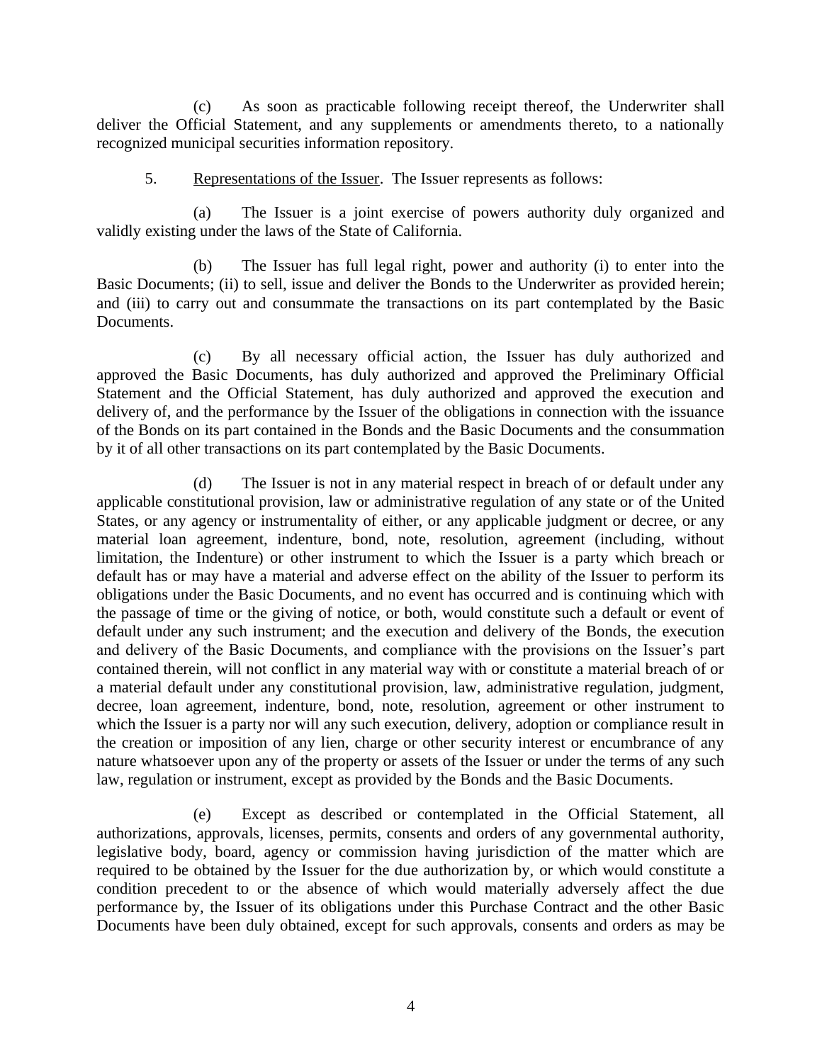(c) As soon as practicable following receipt thereof, the Underwriter shall deliver the Official Statement, and any supplements or amendments thereto, to a nationally recognized municipal securities information repository.

5. Representations of the Issuer. The Issuer represents as follows:

(a) The Issuer is a joint exercise of powers authority duly organized and validly existing under the laws of the State of California.

(b) The Issuer has full legal right, power and authority (i) to enter into the Basic Documents; (ii) to sell, issue and deliver the Bonds to the Underwriter as provided herein; and (iii) to carry out and consummate the transactions on its part contemplated by the Basic Documents.

(c) By all necessary official action, the Issuer has duly authorized and approved the Basic Documents, has duly authorized and approved the Preliminary Official Statement and the Official Statement, has duly authorized and approved the execution and delivery of, and the performance by the Issuer of the obligations in connection with the issuance of the Bonds on its part contained in the Bonds and the Basic Documents and the consummation by it of all other transactions on its part contemplated by the Basic Documents.

(d) The Issuer is not in any material respect in breach of or default under any applicable constitutional provision, law or administrative regulation of any state or of the United States, or any agency or instrumentality of either, or any applicable judgment or decree, or any material loan agreement, indenture, bond, note, resolution, agreement (including, without limitation, the Indenture) or other instrument to which the Issuer is a party which breach or default has or may have a material and adverse effect on the ability of the Issuer to perform its obligations under the Basic Documents, and no event has occurred and is continuing which with the passage of time or the giving of notice, or both, would constitute such a default or event of default under any such instrument; and the execution and delivery of the Bonds, the execution and delivery of the Basic Documents, and compliance with the provisions on the Issuer's part contained therein, will not conflict in any material way with or constitute a material breach of or a material default under any constitutional provision, law, administrative regulation, judgment, decree, loan agreement, indenture, bond, note, resolution, agreement or other instrument to which the Issuer is a party nor will any such execution, delivery, adoption or compliance result in the creation or imposition of any lien, charge or other security interest or encumbrance of any nature whatsoever upon any of the property or assets of the Issuer or under the terms of any such law, regulation or instrument, except as provided by the Bonds and the Basic Documents.

(e) Except as described or contemplated in the Official Statement, all authorizations, approvals, licenses, permits, consents and orders of any governmental authority, legislative body, board, agency or commission having jurisdiction of the matter which are required to be obtained by the Issuer for the due authorization by, or which would constitute a condition precedent to or the absence of which would materially adversely affect the due performance by, the Issuer of its obligations under this Purchase Contract and the other Basic Documents have been duly obtained, except for such approvals, consents and orders as may be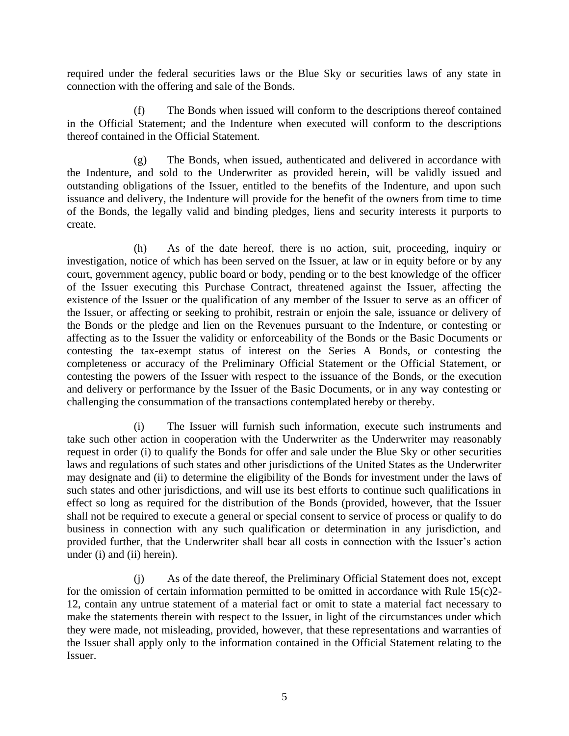required under the federal securities laws or the Blue Sky or securities laws of any state in connection with the offering and sale of the Bonds.

(f) The Bonds when issued will conform to the descriptions thereof contained in the Official Statement; and the Indenture when executed will conform to the descriptions thereof contained in the Official Statement.

(g) The Bonds, when issued, authenticated and delivered in accordance with the Indenture, and sold to the Underwriter as provided herein, will be validly issued and outstanding obligations of the Issuer, entitled to the benefits of the Indenture, and upon such issuance and delivery, the Indenture will provide for the benefit of the owners from time to time of the Bonds, the legally valid and binding pledges, liens and security interests it purports to create.

(h) As of the date hereof, there is no action, suit, proceeding, inquiry or investigation, notice of which has been served on the Issuer, at law or in equity before or by any court, government agency, public board or body, pending or to the best knowledge of the officer of the Issuer executing this Purchase Contract, threatened against the Issuer, affecting the existence of the Issuer or the qualification of any member of the Issuer to serve as an officer of the Issuer, or affecting or seeking to prohibit, restrain or enjoin the sale, issuance or delivery of the Bonds or the pledge and lien on the Revenues pursuant to the Indenture, or contesting or affecting as to the Issuer the validity or enforceability of the Bonds or the Basic Documents or contesting the tax-exempt status of interest on the Series A Bonds, or contesting the completeness or accuracy of the Preliminary Official Statement or the Official Statement, or contesting the powers of the Issuer with respect to the issuance of the Bonds, or the execution and delivery or performance by the Issuer of the Basic Documents, or in any way contesting or challenging the consummation of the transactions contemplated hereby or thereby.

(i) The Issuer will furnish such information, execute such instruments and take such other action in cooperation with the Underwriter as the Underwriter may reasonably request in order (i) to qualify the Bonds for offer and sale under the Blue Sky or other securities laws and regulations of such states and other jurisdictions of the United States as the Underwriter may designate and (ii) to determine the eligibility of the Bonds for investment under the laws of such states and other jurisdictions, and will use its best efforts to continue such qualifications in effect so long as required for the distribution of the Bonds (provided, however, that the Issuer shall not be required to execute a general or special consent to service of process or qualify to do business in connection with any such qualification or determination in any jurisdiction, and provided further, that the Underwriter shall bear all costs in connection with the Issuer's action under (i) and (ii) herein).

(j) As of the date thereof, the Preliminary Official Statement does not, except for the omission of certain information permitted to be omitted in accordance with Rule 15(c)2-12, contain any untrue statement of a material fact or omit to state a material fact necessary to make the statements therein with respect to the Issuer, in light of the circumstances under which they were made, not misleading, provided, however, that these representations and warranties of the Issuer shall apply only to the information contained in the Official Statement relating to the Issuer.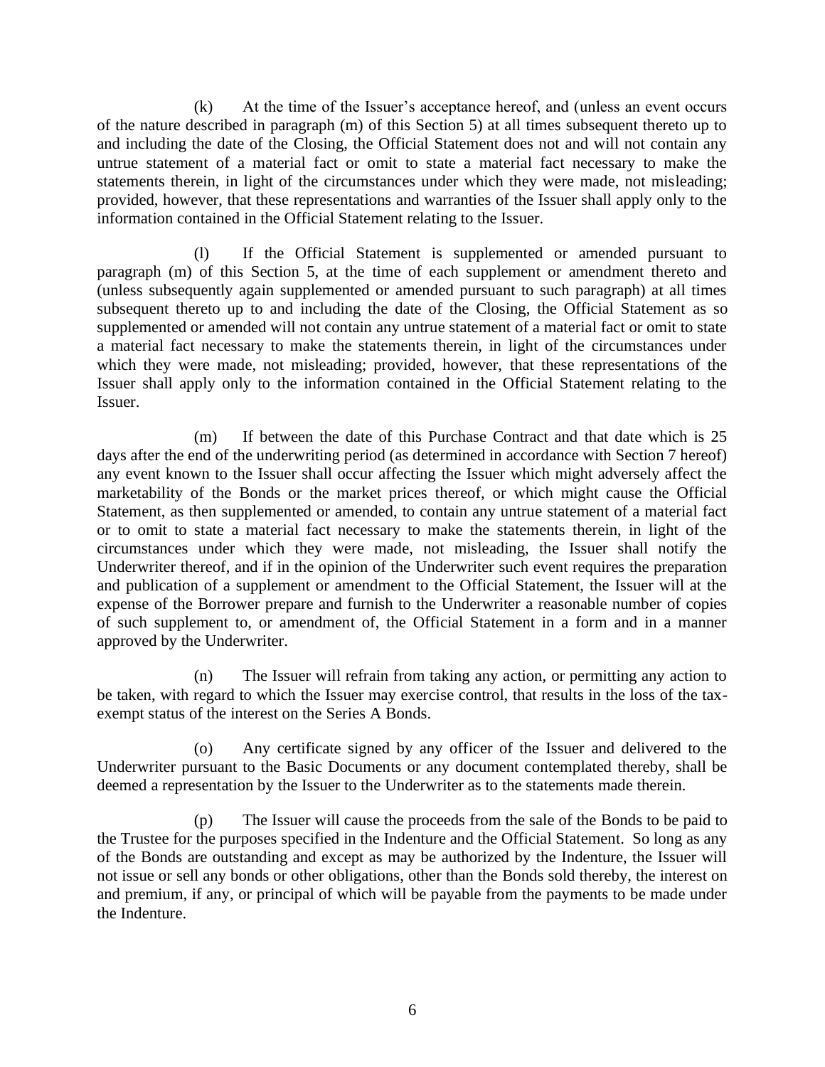(k) At the time of the Issuer's acceptance hereof, and (unless an event occurs of the nature described in paragraph (m) of this Section 5) at all times subsequent thereto up to and including the date of the Closing, the Official Statement does not and will not contain any untrue statement of a material fact or omit to state a material fact necessary to make the statements therein, in light of the circumstances under which they were made, not misleading; provided, however, that these representations and warranties of the Issuer shall apply only to the information contained in the Official Statement relating to the Issuer.

(l) If the Official Statement is supplemented or amended pursuant to paragraph (m) of this Section 5, at the time of each supplement or amendment thereto and (unless subsequently again supplemented or amended pursuant to such paragraph) at all times subsequent thereto up to and including the date of the Closing, the Official Statement as so supplemented or amended will not contain any untrue statement of a material fact or omit to state a material fact necessary to make the statements therein, in light of the circumstances under which they were made, not misleading; provided, however, that these representations of the Issuer shall apply only to the information contained in the Official Statement relating to the Issuer.

(m) If between the date of this Purchase Contract and that date which is 25 days after the end of the underwriting period (as determined in accordance with Section 7 hereof) any event known to the Issuer shall occur affecting the Issuer which might adversely affect the marketability of the Bonds or the market prices thereof, or which might cause the Official Statement, as then supplemented or amended, to contain any untrue statement of a material fact or to omit to state a material fact necessary to make the statements therein, in light of the circumstances under which they were made, not misleading, the Issuer shall notify the Underwriter thereof, and if in the opinion of the Underwriter such event requires the preparation and publication of a supplement or amendment to the Official Statement, the Issuer will at the expense of the Borrower prepare and furnish to the Underwriter a reasonable number of copies of such supplement to, or amendment of, the Official Statement in a form and in a manner approved by the Underwriter.

(n) The Issuer will refrain from taking any action, or permitting any action to be taken, with regard to which the Issuer may exercise control, that results in the loss of the tax-exempt status of the interest on the Series A Bonds.

(o) Any certificate signed by any officer of the Issuer and delivered to the Underwriter pursuant to the Basic Documents or any document contemplated thereby, shall be deemed a representation by the Issuer to the Underwriter as to the statements made therein.

(p) The Issuer will cause the proceeds from the sale of the Bonds to be paid to the Trustee for the purposes specified in the Indenture and the Official Statement. So long as any of the Bonds are outstanding and except as may be authorized by the Indenture, the Issuer will not issue or sell any bonds or other obligations, other than the Bonds sold thereby, the interest on and premium, if any, or principal of which will be payable from the payments to be made under the Indenture.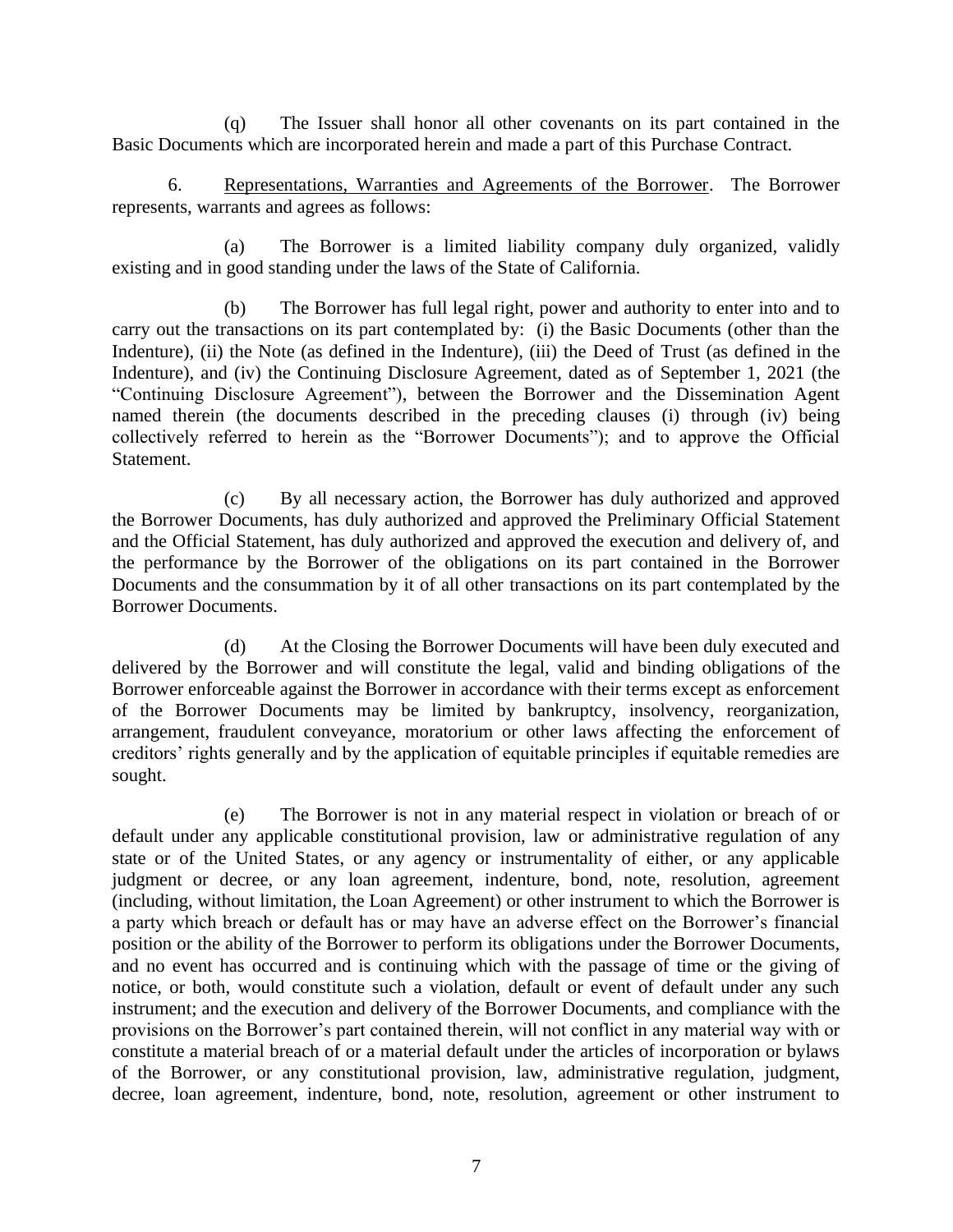(q) The Issuer shall honor all other covenants on its part contained in the Basic Documents which are incorporated herein and made a part of this Purchase Contract.

6. Representations, Warranties and Agreements of the Borrower. The Borrower represents, warrants and agrees as follows:

(a) The Borrower is a limited liability company duly organized, validly existing and in good standing under the laws of the State of California.

(b) The Borrower has full legal right, power and authority to enter into and to carry out the transactions on its part contemplated by: (i) the Basic Documents (other than the Indenture), (ii) the Note (as defined in the Indenture), (iii) the Deed of Trust (as defined in the Indenture), and (iv) the Continuing Disclosure Agreement, dated as of September 1, 2021 (the "Continuing Disclosure Agreement"), between the Borrower and the Dissemination Agent named therein (the documents described in the preceding clauses (i) through (iv) being collectively referred to herein as the "Borrower Documents"); and to approve the Official Statement.

(c) By all necessary action, the Borrower has duly authorized and approved the Borrower Documents, has duly authorized and approved the Preliminary Official Statement and the Official Statement, has duly authorized and approved the execution and delivery of, and the performance by the Borrower of the obligations on its part contained in the Borrower Documents and the consummation by it of all other transactions on its part contemplated by the Borrower Documents.

(d) At the Closing the Borrower Documents will have been duly executed and delivered by the Borrower and will constitute the legal, valid and binding obligations of the Borrower enforceable against the Borrower in accordance with their terms except as enforcement of the Borrower Documents may be limited by bankruptcy, insolvency, reorganization, arrangement, fraudulent conveyance, moratorium or other laws affecting the enforcement of creditors' rights generally and by the application of equitable principles if equitable remedies are sought.

(e) The Borrower is not in any material respect in violation or breach of or default under any applicable constitutional provision, law or administrative regulation of any state or of the United States, or any agency or instrumentality of either, or any applicable judgment or decree, or any loan agreement, indenture, bond, note, resolution, agreement (including, without limitation, the Loan Agreement) or other instrument to which the Borrower is a party which breach or default has or may have an adverse effect on the Borrower's financial position or the ability of the Borrower to perform its obligations under the Borrower Documents, and no event has occurred and is continuing which with the passage of time or the giving of notice, or both, would constitute such a violation, default or event of default under any such instrument; and the execution and delivery of the Borrower Documents, and compliance with the provisions on the Borrower's part contained therein, will not conflict in any material way with or constitute a material breach of or a material default under the articles of incorporation or bylaws of the Borrower, or any constitutional provision, law, administrative regulation, judgment, decree, loan agreement, indenture, bond, note, resolution, agreement or other instrument to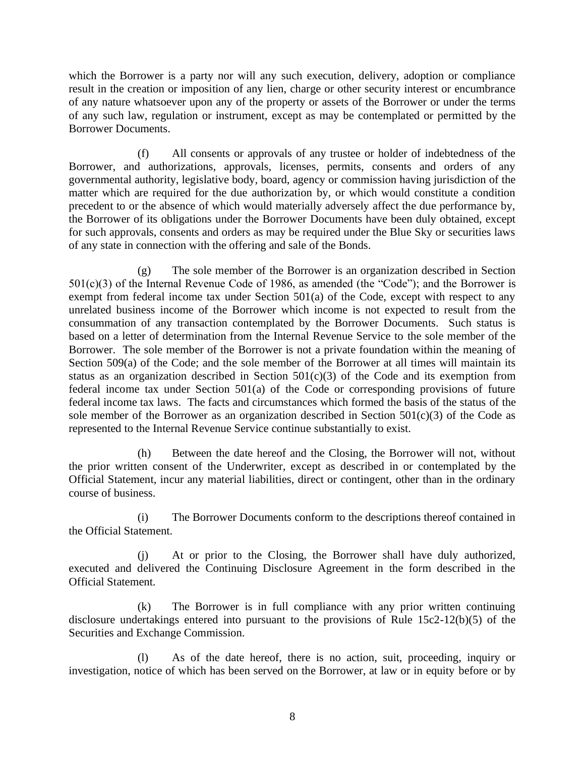which the Borrower is a party nor will any such execution, delivery, adoption or compliance result in the creation or imposition of any lien, charge or other security interest or encumbrance of any nature whatsoever upon any of the property or assets of the Borrower or under the terms of any such law, regulation or instrument, except as may be contemplated or permitted by the Borrower Documents.

(f) All consents or approvals of any trustee or holder of indebtedness of the Borrower, and authorizations, approvals, licenses, permits, consents and orders of any governmental authority, legislative body, board, agency or commission having jurisdiction of the matter which are required for the due authorization by, or which would constitute a condition precedent to or the absence of which would materially adversely affect the due performance by, the Borrower of its obligations under the Borrower Documents have been duly obtained, except for such approvals, consents and orders as may be required under the Blue Sky or securities laws of any state in connection with the offering and sale of the Bonds.

(g) The sole member of the Borrower is an organization described in Section 501(c)(3) of the Internal Revenue Code of 1986, as amended (the "Code"); and the Borrower is exempt from federal income tax under Section 501(a) of the Code, except with respect to any unrelated business income of the Borrower which income is not expected to result from the consummation of any transaction contemplated by the Borrower Documents. Such status is based on a letter of determination from the Internal Revenue Service to the sole member of the Borrower. The sole member of the Borrower is not a private foundation within the meaning of Section 509(a) of the Code; and the sole member of the Borrower at all times will maintain its status as an organization described in Section 501(c)(3) of the Code and its exemption from federal income tax under Section 501(a) of the Code or corresponding provisions of future federal income tax laws. The facts and circumstances which formed the basis of the status of the sole member of the Borrower as an organization described in Section 501(c)(3) of the Code as represented to the Internal Revenue Service continue substantially to exist.

(h) Between the date hereof and the Closing, the Borrower will not, without the prior written consent of the Underwriter, except as described in or contemplated by the Official Statement, incur any material liabilities, direct or contingent, other than in the ordinary course of business.

(i) The Borrower Documents conform to the descriptions thereof contained in the Official Statement.

(j) At or prior to the Closing, the Borrower shall have duly authorized, executed and delivered the Continuing Disclosure Agreement in the form described in the Official Statement.

(k) The Borrower is in full compliance with any prior written continuing disclosure undertakings entered into pursuant to the provisions of Rule 15c2-12(b)(5) of the Securities and Exchange Commission.

(l) As of the date hereof, there is no action, suit, proceeding, inquiry or investigation, notice of which has been served on the Borrower, at law or in equity before or by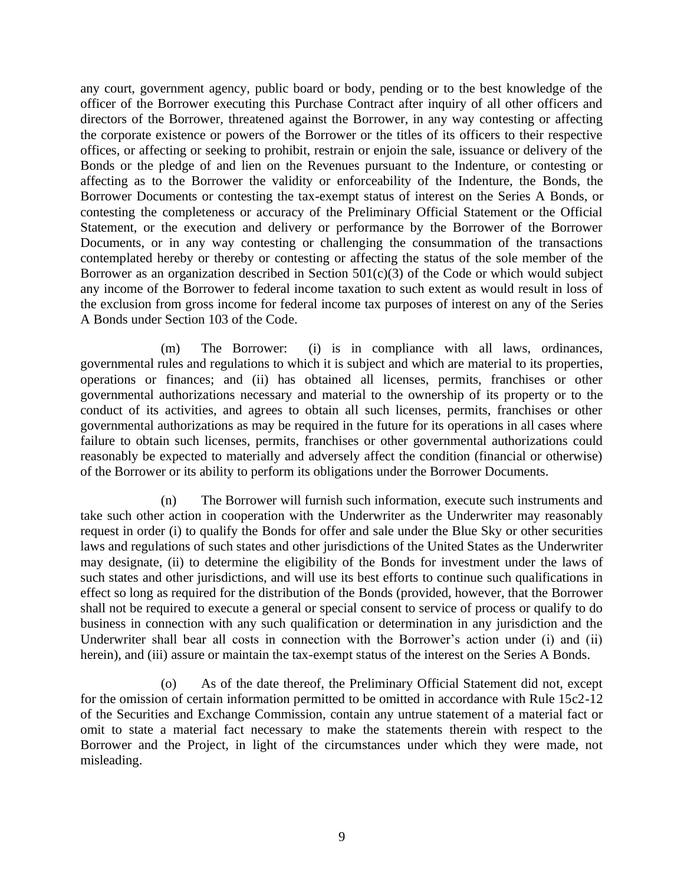any court, government agency, public board or body, pending or to the best knowledge of the officer of the Borrower executing this Purchase Contract after inquiry of all other officers and directors of the Borrower, threatened against the Borrower, in any way contesting or affecting the corporate existence or powers of the Borrower or the titles of its officers to their respective offices, or affecting or seeking to prohibit, restrain or enjoin the sale, issuance or delivery of the Bonds or the pledge of and lien on the Revenues pursuant to the Indenture, or contesting or affecting as to the Borrower the validity or enforceability of the Indenture, the Bonds, the Borrower Documents or contesting the tax-exempt status of interest on the Series A Bonds, or contesting the completeness or accuracy of the Preliminary Official Statement or the Official Statement, or the execution and delivery or performance by the Borrower of the Borrower Documents, or in any way contesting or challenging the consummation of the transactions contemplated hereby or thereby or contesting or affecting the status of the sole member of the Borrower as an organization described in Section 501(c)(3) of the Code or which would subject any income of the Borrower to federal income taxation to such extent as would result in loss of the exclusion from gross income for federal income tax purposes of interest on any of the Series A Bonds under Section 103 of the Code.

(m) The Borrower: (i) is in compliance with all laws, ordinances, governmental rules and regulations to which it is subject and which are material to its properties, operations or finances; and (ii) has obtained all licenses, permits, franchises or other governmental authorizations necessary and material to the ownership of its property or to the conduct of its activities, and agrees to obtain all such licenses, permits, franchises or other governmental authorizations as may be required in the future for its operations in all cases where failure to obtain such licenses, permits, franchises or other governmental authorizations could reasonably be expected to materially and adversely affect the condition (financial or otherwise) of the Borrower or its ability to perform its obligations under the Borrower Documents.

(n) The Borrower will furnish such information, execute such instruments and take such other action in cooperation with the Underwriter as the Underwriter may reasonably request in order (i) to qualify the Bonds for offer and sale under the Blue Sky or other securities laws and regulations of such states and other jurisdictions of the United States as the Underwriter may designate, (ii) to determine the eligibility of the Bonds for investment under the laws of such states and other jurisdictions, and will use its best efforts to continue such qualifications in effect so long as required for the distribution of the Bonds (provided, however, that the Borrower shall not be required to execute a general or special consent to service of process or qualify to do business in connection with any such qualification or determination in any jurisdiction and the Underwriter shall bear all costs in connection with the Borrower's action under (i) and (ii) herein), and (iii) assure or maintain the tax-exempt status of the interest on the Series A Bonds.

(o) As of the date thereof, the Preliminary Official Statement did not, except for the omission of certain information permitted to be omitted in accordance with Rule 15c2-12 of the Securities and Exchange Commission, contain any untrue statement of a material fact or omit to state a material fact necessary to make the statements therein with respect to the Borrower and the Project, in light of the circumstances under which they were made, not misleading.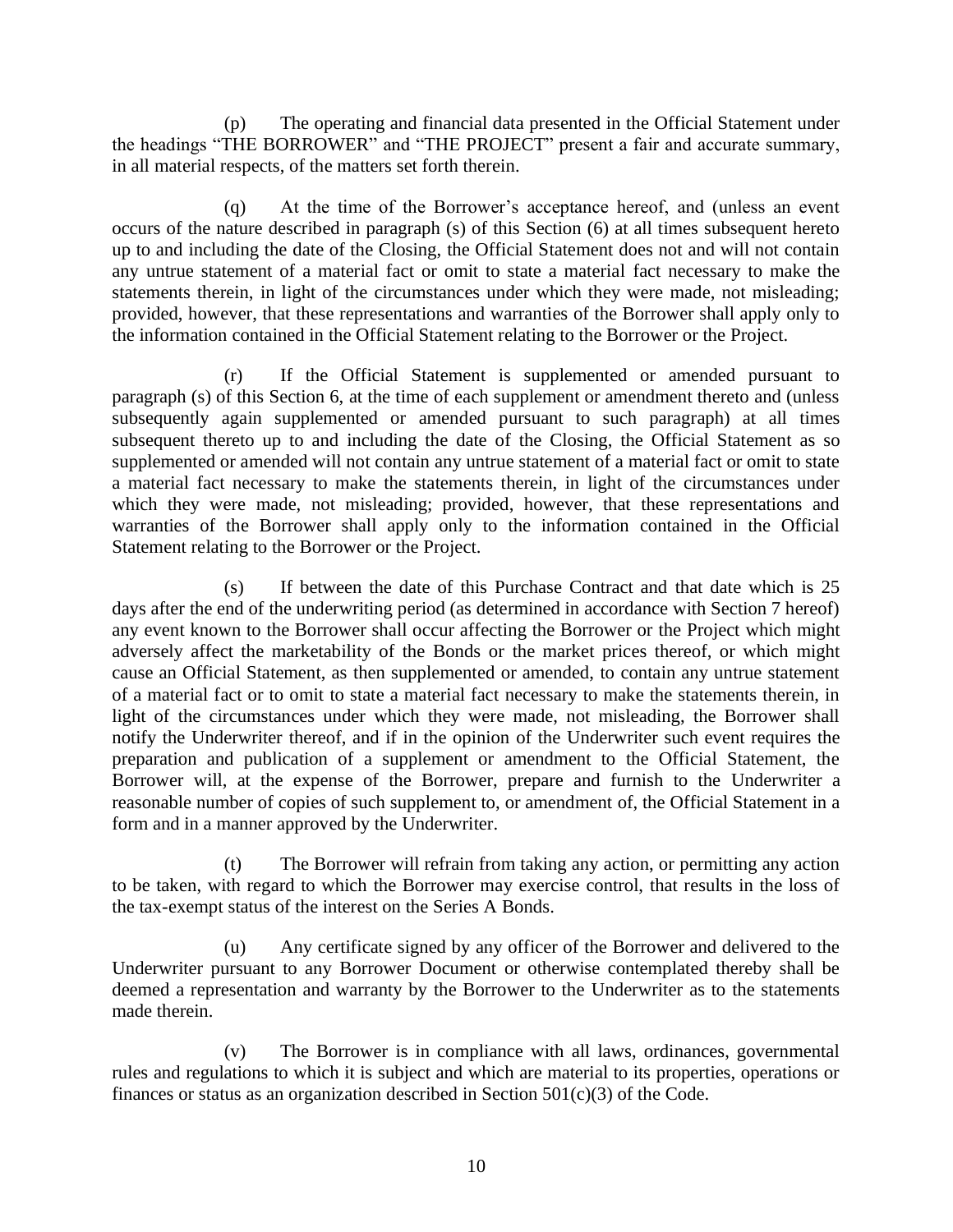(p) The operating and financial data presented in the Official Statement under the headings "THE BORROWER" and "THE PROJECT" present a fair and accurate summary, in all material respects, of the matters set forth therein.

(q) At the time of the Borrower's acceptance hereof, and (unless an event occurs of the nature described in paragraph (s) of this Section (6) at all times subsequent hereto up to and including the date of the Closing, the Official Statement does not and will not contain any untrue statement of a material fact or omit to state a material fact necessary to make the statements therein, in light of the circumstances under which they were made, not misleading; provided, however, that these representations and warranties of the Borrower shall apply only to the information contained in the Official Statement relating to the Borrower or the Project.

(r) If the Official Statement is supplemented or amended pursuant to paragraph (s) of this Section 6, at the time of each supplement or amendment thereto and (unless subsequently again supplemented or amended pursuant to such paragraph) at all times subsequent thereto up to and including the date of the Closing, the Official Statement as so supplemented or amended will not contain any untrue statement of a material fact or omit to state a material fact necessary to make the statements therein, in light of the circumstances under which they were made, not misleading; provided, however, that these representations and warranties of the Borrower shall apply only to the information contained in the Official Statement relating to the Borrower or the Project.

(s) If between the date of this Purchase Contract and that date which is 25 days after the end of the underwriting period (as determined in accordance with Section 7 hereof) any event known to the Borrower shall occur affecting the Borrower or the Project which might adversely affect the marketability of the Bonds or the market prices thereof, or which might cause an Official Statement, as then supplemented or amended, to contain any untrue statement of a material fact or to omit to state a material fact necessary to make the statements therein, in light of the circumstances under which they were made, not misleading, the Borrower shall notify the Underwriter thereof, and if in the opinion of the Underwriter such event requires the preparation and publication of a supplement or amendment to the Official Statement, the Borrower will, at the expense of the Borrower, prepare and furnish to the Underwriter a reasonable number of copies of such supplement to, or amendment of, the Official Statement in a form and in a manner approved by the Underwriter.

(t) The Borrower will refrain from taking any action, or permitting any action to be taken, with regard to which the Borrower may exercise control, that results in the loss of the tax-exempt status of the interest on the Series A Bonds.

(u) Any certificate signed by any officer of the Borrower and delivered to the Underwriter pursuant to any Borrower Document or otherwise contemplated thereby shall be deemed a representation and warranty by the Borrower to the Underwriter as to the statements made therein.

(v) The Borrower is in compliance with all laws, ordinances, governmental rules and regulations to which it is subject and which are material to its properties, operations or finances or status as an organization described in Section 501(c)(3) of the Code.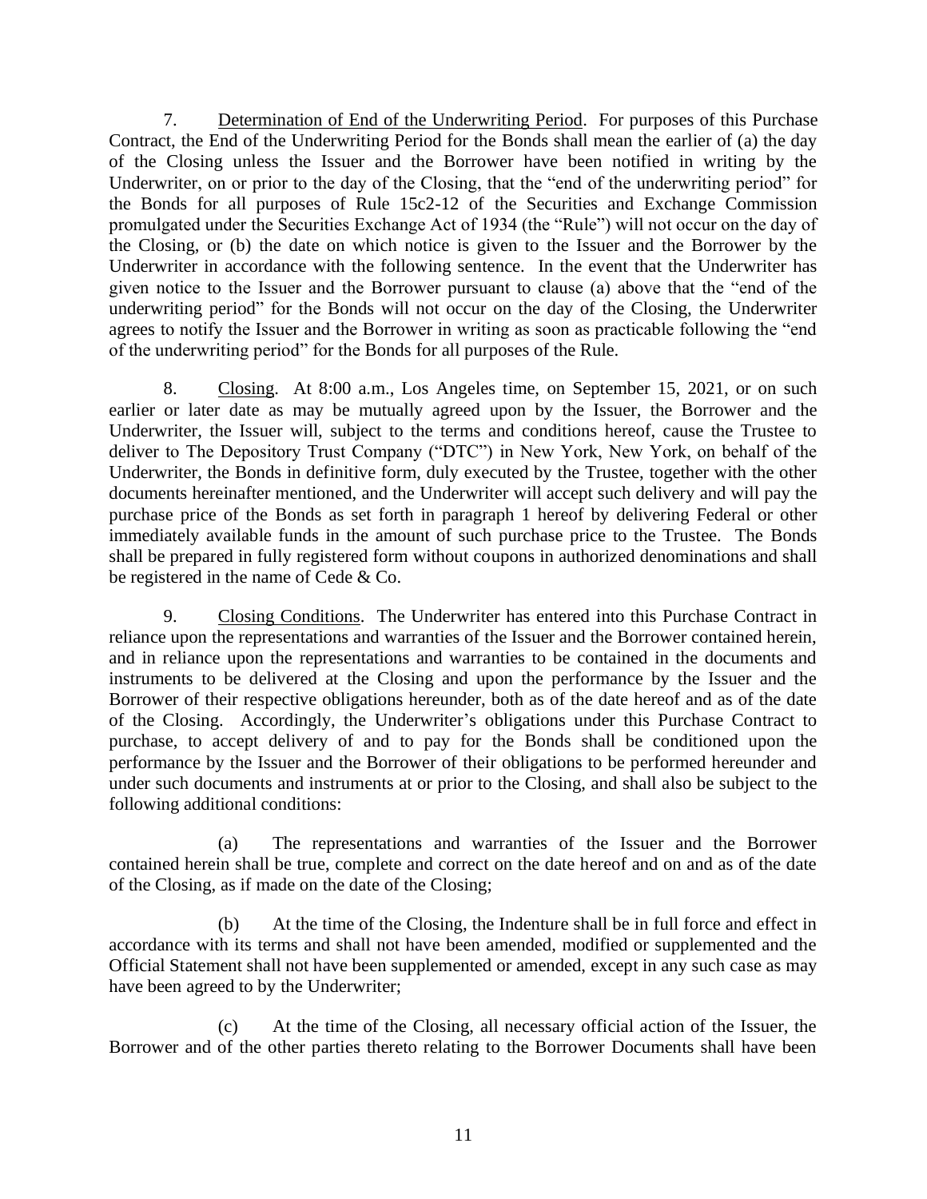7. Determination of End of the Underwriting Period. For purposes of this Purchase Contract, the End of the Underwriting Period for the Bonds shall mean the earlier of (a) the day of the Closing unless the Issuer and the Borrower have been notified in writing by the Underwriter, on or prior to the day of the Closing, that the "end of the underwriting period" for the Bonds for all purposes of Rule 15c2-12 of the Securities and Exchange Commission promulgated under the Securities Exchange Act of 1934 (the "Rule") will not occur on the day of the Closing, or (b) the date on which notice is given to the Issuer and the Borrower by the Underwriter in accordance with the following sentence. In the event that the Underwriter has given notice to the Issuer and the Borrower pursuant to clause (a) above that the "end of the underwriting period" for the Bonds will not occur on the day of the Closing, the Underwriter agrees to notify the Issuer and the Borrower in writing as soon as practicable following the "end of the underwriting period" for the Bonds for all purposes of the Rule.

8. Closing. At 8:00 a.m., Los Angeles time, on September 15, 2021, or on such earlier or later date as may be mutually agreed upon by the Issuer, the Borrower and the Underwriter, the Issuer will, subject to the terms and conditions hereof, cause the Trustee to deliver to The Depository Trust Company ("DTC") in New York, New York, on behalf of the Underwriter, the Bonds in definitive form, duly executed by the Trustee, together with the other documents hereinafter mentioned, and the Underwriter will accept such delivery and will pay the purchase price of the Bonds as set forth in paragraph 1 hereof by delivering Federal or other immediately available funds in the amount of such purchase price to the Trustee. The Bonds shall be prepared in fully registered form without coupons in authorized denominations and shall be registered in the name of Cede & Co.

9. Closing Conditions. The Underwriter has entered into this Purchase Contract in reliance upon the representations and warranties of the Issuer and the Borrower contained herein, and in reliance upon the representations and warranties to be contained in the documents and instruments to be delivered at the Closing and upon the performance by the Issuer and the Borrower of their respective obligations hereunder, both as of the date hereof and as of the date of the Closing. Accordingly, the Underwriter's obligations under this Purchase Contract to purchase, to accept delivery of and to pay for the Bonds shall be conditioned upon the performance by the Issuer and the Borrower of their obligations to be performed hereunder and under such documents and instruments at or prior to the Closing, and shall also be subject to the following additional conditions:

(a) The representations and warranties of the Issuer and the Borrower contained herein shall be true, complete and correct on the date hereof and on and as of the date of the Closing, as if made on the date of the Closing;

(b) At the time of the Closing, the Indenture shall be in full force and effect in accordance with its terms and shall not have been amended, modified or supplemented and the Official Statement shall not have been supplemented or amended, except in any such case as may have been agreed to by the Underwriter;

(c) At the time of the Closing, all necessary official action of the Issuer, the Borrower and of the other parties thereto relating to the Borrower Documents shall have been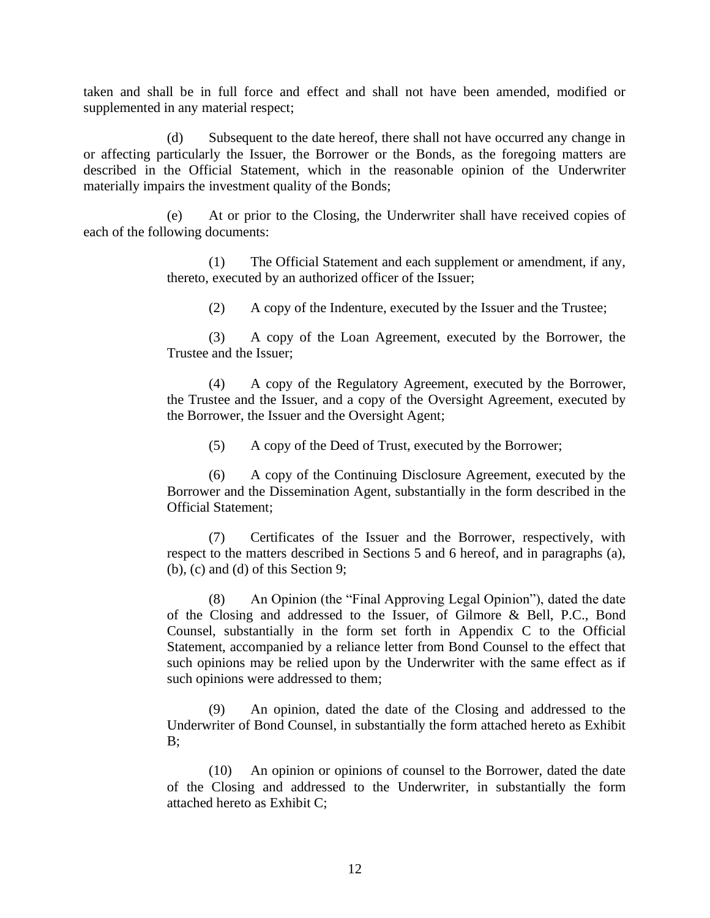taken and shall be in full force and effect and shall not have been amended, modified or supplemented in any material respect;

(d) Subsequent to the date hereof, there shall not have occurred any change in or affecting particularly the Issuer, the Borrower or the Bonds, as the foregoing matters are described in the Official Statement, which in the reasonable opinion of the Underwriter materially impairs the investment quality of the Bonds;

(e) At or prior to the Closing, the Underwriter shall have received copies of each of the following documents:

(1) The Official Statement and each supplement or amendment, if any, thereto, executed by an authorized officer of the Issuer;

(2) A copy of the Indenture, executed by the Issuer and the Trustee;

(3) A copy of the Loan Agreement, executed by the Borrower, the Trustee and the Issuer;

(4) A copy of the Regulatory Agreement, executed by the Borrower, the Trustee and the Issuer, and a copy of the Oversight Agreement, executed by the Borrower, the Issuer and the Oversight Agent;

(5) A copy of the Deed of Trust, executed by the Borrower;

(6) A copy of the Continuing Disclosure Agreement, executed by the Borrower and the Dissemination Agent, substantially in the form described in the Official Statement;

(7) Certificates of the Issuer and the Borrower, respectively, with respect to the matters described in Sections 5 and 6 hereof, and in paragraphs (a), (b), (c) and (d) of this Section 9;

(8) An Opinion (the "Final Approving Legal Opinion"), dated the date of the Closing and addressed to the Issuer, of Gilmore & Bell, P.C., Bond Counsel, substantially in the form set forth in Appendix C to the Official Statement, accompanied by a reliance letter from Bond Counsel to the effect that such opinions may be relied upon by the Underwriter with the same effect as if such opinions were addressed to them;

(9) An opinion, dated the date of the Closing and addressed to the Underwriter of Bond Counsel, in substantially the form attached hereto as Exhibit B;

(10) An opinion or opinions of counsel to the Borrower, dated the date of the Closing and addressed to the Underwriter, in substantially the form attached hereto as Exhibit C;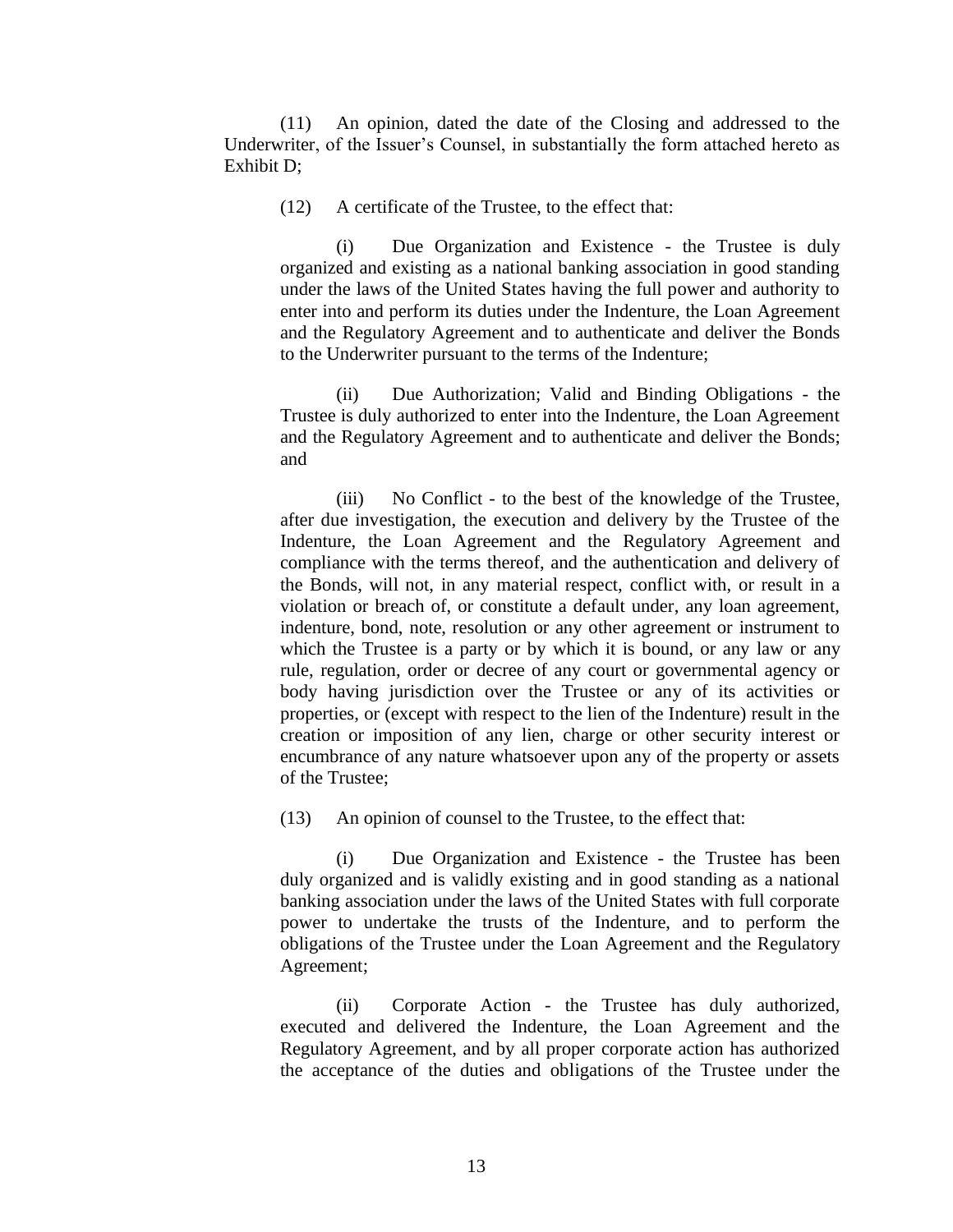(11) An opinion, dated the date of the Closing and addressed to the Underwriter, of the Issuer's Counsel, in substantially the form attached hereto as Exhibit D;

(12) A certificate of the Trustee, to the effect that:

(i) Due Organization and Existence - the Trustee is duly organized and existing as a national banking association in good standing under the laws of the United States having the full power and authority to enter into and perform its duties under the Indenture, the Loan Agreement and the Regulatory Agreement and to authenticate and deliver the Bonds to the Underwriter pursuant to the terms of the Indenture;

(ii) Due Authorization; Valid and Binding Obligations - the Trustee is duly authorized to enter into the Indenture, the Loan Agreement and the Regulatory Agreement and to authenticate and deliver the Bonds; and

(iii) No Conflict - to the best of the knowledge of the Trustee, after due investigation, the execution and delivery by the Trustee of the Indenture, the Loan Agreement and the Regulatory Agreement and compliance with the terms thereof, and the authentication and delivery of the Bonds, will not, in any material respect, conflict with, or result in a violation or breach of, or constitute a default under, any loan agreement, indenture, bond, note, resolution or any other agreement or instrument to which the Trustee is a party or by which it is bound, or any law or any rule, regulation, order or decree of any court or governmental agency or body having jurisdiction over the Trustee or any of its activities or properties, or (except with respect to the lien of the Indenture) result in the creation or imposition of any lien, charge or other security interest or encumbrance of any nature whatsoever upon any of the property or assets of the Trustee;

(13) An opinion of counsel to the Trustee, to the effect that:

(i) Due Organization and Existence - the Trustee has been duly organized and is validly existing and in good standing as a national banking association under the laws of the United States with full corporate power to undertake the trusts of the Indenture, and to perform the obligations of the Trustee under the Loan Agreement and the Regulatory Agreement;

(ii) Corporate Action - the Trustee has duly authorized, executed and delivered the Indenture, the Loan Agreement and the Regulatory Agreement, and by all proper corporate action has authorized the acceptance of the duties and obligations of the Trustee under the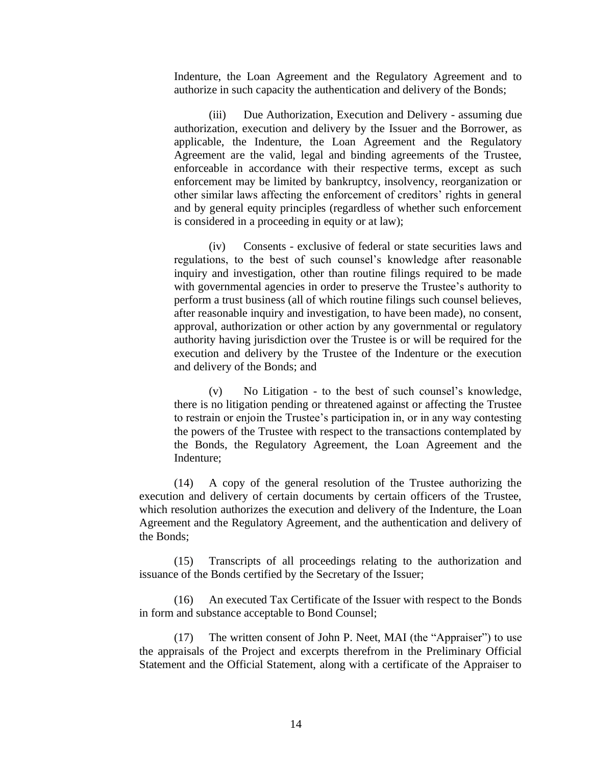Indenture, the Loan Agreement and the Regulatory Agreement and to authorize in such capacity the authentication and delivery of the Bonds;

(iii) Due Authorization, Execution and Delivery - assuming due authorization, execution and delivery by the Issuer and the Borrower, as applicable, the Indenture, the Loan Agreement and the Regulatory Agreement are the valid, legal and binding agreements of the Trustee, enforceable in accordance with their respective terms, except as such enforcement may be limited by bankruptcy, insolvency, reorganization or other similar laws affecting the enforcement of creditors' rights in general and by general equity principles (regardless of whether such enforcement is considered in a proceeding in equity or at law);

(iv) Consents - exclusive of federal or state securities laws and regulations, to the best of such counsel's knowledge after reasonable inquiry and investigation, other than routine filings required to be made with governmental agencies in order to preserve the Trustee's authority to perform a trust business (all of which routine filings such counsel believes, after reasonable inquiry and investigation, to have been made), no consent, approval, authorization or other action by any governmental or regulatory authority having jurisdiction over the Trustee is or will be required for the execution and delivery by the Trustee of the Indenture or the execution and delivery of the Bonds; and

(v) No Litigation - to the best of such counsel's knowledge, there is no litigation pending or threatened against or affecting the Trustee to restrain or enjoin the Trustee's participation in, or in any way contesting the powers of the Trustee with respect to the transactions contemplated by the Bonds, the Regulatory Agreement, the Loan Agreement and the Indenture;

(14) A copy of the general resolution of the Trustee authorizing the execution and delivery of certain documents by certain officers of the Trustee, which resolution authorizes the execution and delivery of the Indenture, the Loan Agreement and the Regulatory Agreement, and the authentication and delivery of the Bonds;

(15) Transcripts of all proceedings relating to the authorization and issuance of the Bonds certified by the Secretary of the Issuer;

(16) An executed Tax Certificate of the Issuer with respect to the Bonds in form and substance acceptable to Bond Counsel;

(17) The written consent of John P. Neet, MAI (the "Appraiser") to use the appraisals of the Project and excerpts therefrom in the Preliminary Official Statement and the Official Statement, along with a certificate of the Appraiser to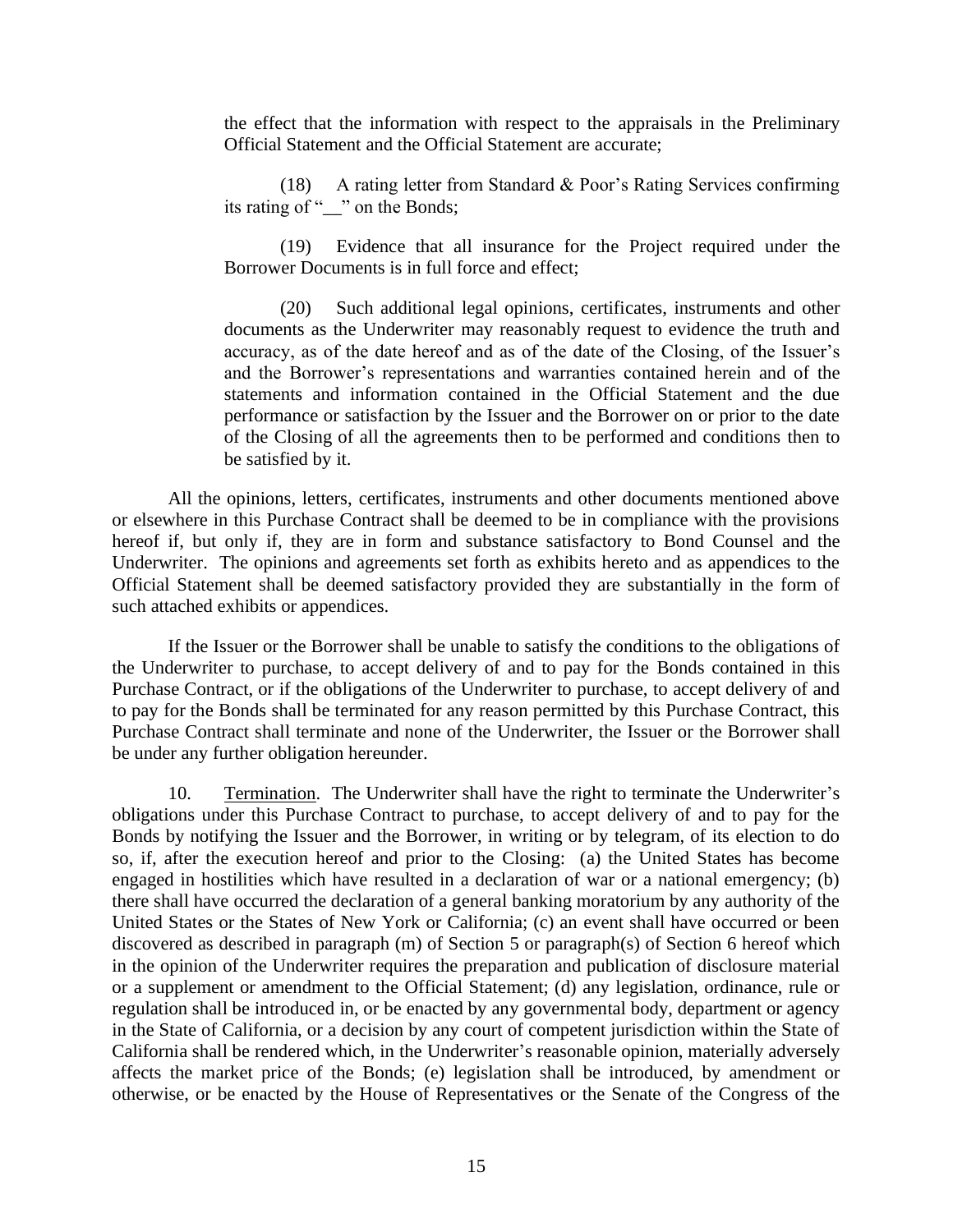the effect that the information with respect to the appraisals in the Preliminary Official Statement and the Official Statement are accurate;

(18) A rating letter from Standard & Poor's Rating Services confirming its rating of "__" on the Bonds;

(19) Evidence that all insurance for the Project required under the Borrower Documents is in full force and effect;

(20) Such additional legal opinions, certificates, instruments and other documents as the Underwriter may reasonably request to evidence the truth and accuracy, as of the date hereof and as of the date of the Closing, of the Issuer's and the Borrower's representations and warranties contained herein and of the statements and information contained in the Official Statement and the due performance or satisfaction by the Issuer and the Borrower on or prior to the date of the Closing of all the agreements then to be performed and conditions then to be satisfied by it.

All the opinions, letters, certificates, instruments and other documents mentioned above or elsewhere in this Purchase Contract shall be deemed to be in compliance with the provisions hereof if, but only if, they are in form and substance satisfactory to Bond Counsel and the Underwriter. The opinions and agreements set forth as exhibits hereto and as appendices to the Official Statement shall be deemed satisfactory provided they are substantially in the form of such attached exhibits or appendices.

If the Issuer or the Borrower shall be unable to satisfy the conditions to the obligations of the Underwriter to purchase, to accept delivery of and to pay for the Bonds contained in this Purchase Contract, or if the obligations of the Underwriter to purchase, to accept delivery of and to pay for the Bonds shall be terminated for any reason permitted by this Purchase Contract, this Purchase Contract shall terminate and none of the Underwriter, the Issuer or the Borrower shall be under any further obligation hereunder.

10. Termination. The Underwriter shall have the right to terminate the Underwriter's obligations under this Purchase Contract to purchase, to accept delivery of and to pay for the Bonds by notifying the Issuer and the Borrower, in writing or by telegram, of its election to do so, if, after the execution hereof and prior to the Closing: (a) the United States has become engaged in hostilities which have resulted in a declaration of war or a national emergency; (b) there shall have occurred the declaration of a general banking moratorium by any authority of the United States or the States of New York or California; (c) an event shall have occurred or been discovered as described in paragraph (m) of Section 5 or paragraph(s) of Section 6 hereof which in the opinion of the Underwriter requires the preparation and publication of disclosure material or a supplement or amendment to the Official Statement; (d) any legislation, ordinance, rule or regulation shall be introduced in, or be enacted by any governmental body, department or agency in the State of California, or a decision by any court of competent jurisdiction within the State of California shall be rendered which, in the Underwriter's reasonable opinion, materially adversely affects the market price of the Bonds; (e) legislation shall be introduced, by amendment or otherwise, or be enacted by the House of Representatives or the Senate of the Congress of the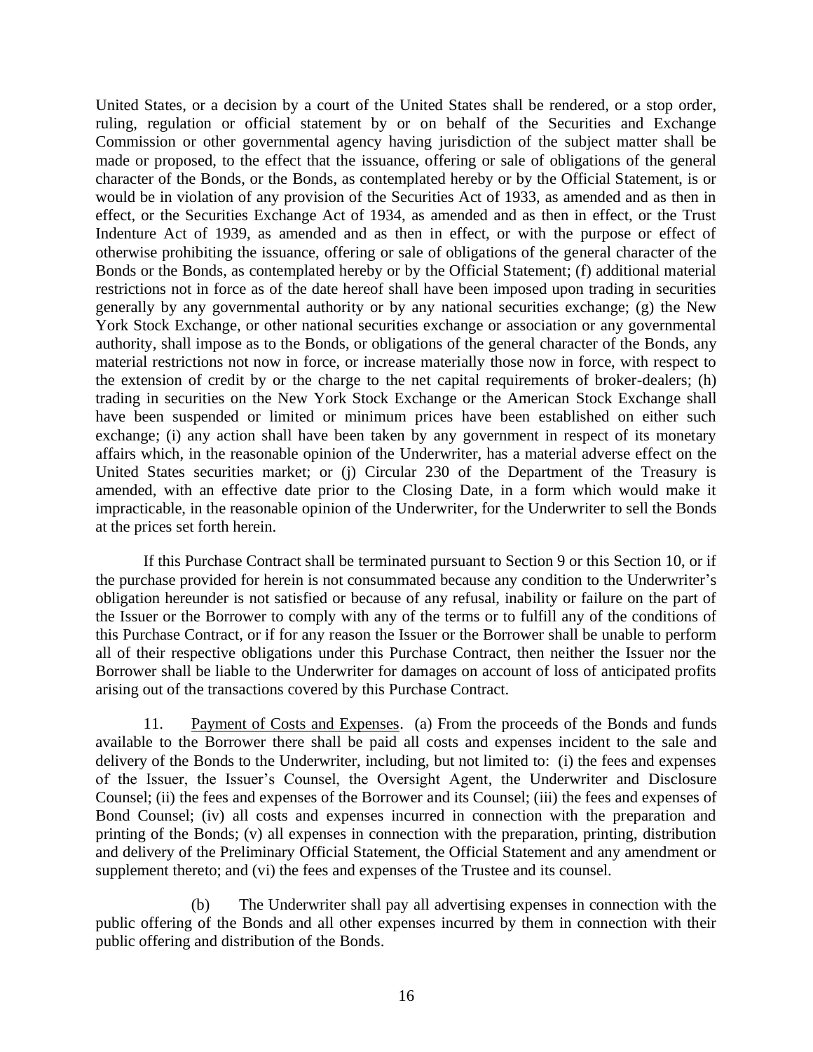United States, or a decision by a court of the United States shall be rendered, or a stop order, ruling, regulation or official statement by or on behalf of the Securities and Exchange Commission or other governmental agency having jurisdiction of the subject matter shall be made or proposed, to the effect that the issuance, offering or sale of obligations of the general character of the Bonds, or the Bonds, as contemplated hereby or by the Official Statement, is or would be in violation of any provision of the Securities Act of 1933, as amended and as then in effect, or the Securities Exchange Act of 1934, as amended and as then in effect, or the Trust Indenture Act of 1939, as amended and as then in effect, or with the purpose or effect of otherwise prohibiting the issuance, offering or sale of obligations of the general character of the Bonds or the Bonds, as contemplated hereby or by the Official Statement; (f) additional material restrictions not in force as of the date hereof shall have been imposed upon trading in securities generally by any governmental authority or by any national securities exchange; (g) the New York Stock Exchange, or other national securities exchange or association or any governmental authority, shall impose as to the Bonds, or obligations of the general character of the Bonds, any material restrictions not now in force, or increase materially those now in force, with respect to the extension of credit by or the charge to the net capital requirements of broker-dealers; (h) trading in securities on the New York Stock Exchange or the American Stock Exchange shall have been suspended or limited or minimum prices have been established on either such exchange; (i) any action shall have been taken by any government in respect of its monetary affairs which, in the reasonable opinion of the Underwriter, has a material adverse effect on the United States securities market; or (j) Circular 230 of the Department of the Treasury is amended, with an effective date prior to the Closing Date, in a form which would make it impracticable, in the reasonable opinion of the Underwriter, for the Underwriter to sell the Bonds at the prices set forth herein.

If this Purchase Contract shall be terminated pursuant to Section 9 or this Section 10, or if the purchase provided for herein is not consummated because any condition to the Underwriter's obligation hereunder is not satisfied or because of any refusal, inability or failure on the part of the Issuer or the Borrower to comply with any of the terms or to fulfill any of the conditions of this Purchase Contract, or if for any reason the Issuer or the Borrower shall be unable to perform all of their respective obligations under this Purchase Contract, then neither the Issuer nor the Borrower shall be liable to the Underwriter for damages on account of loss of anticipated profits arising out of the transactions covered by this Purchase Contract.

11. Payment of Costs and Expenses. (a) From the proceeds of the Bonds and funds available to the Borrower there shall be paid all costs and expenses incident to the sale and delivery of the Bonds to the Underwriter, including, but not limited to: (i) the fees and expenses of the Issuer, the Issuer's Counsel, the Oversight Agent, the Underwriter and Disclosure Counsel; (ii) the fees and expenses of the Borrower and its Counsel; (iii) the fees and expenses of Bond Counsel; (iv) all costs and expenses incurred in connection with the preparation and printing of the Bonds; (v) all expenses in connection with the preparation, printing, distribution and delivery of the Preliminary Official Statement, the Official Statement and any amendment or supplement thereto; and (vi) the fees and expenses of the Trustee and its counsel.

(b) The Underwriter shall pay all advertising expenses in connection with the public offering of the Bonds and all other expenses incurred by them in connection with their public offering and distribution of the Bonds.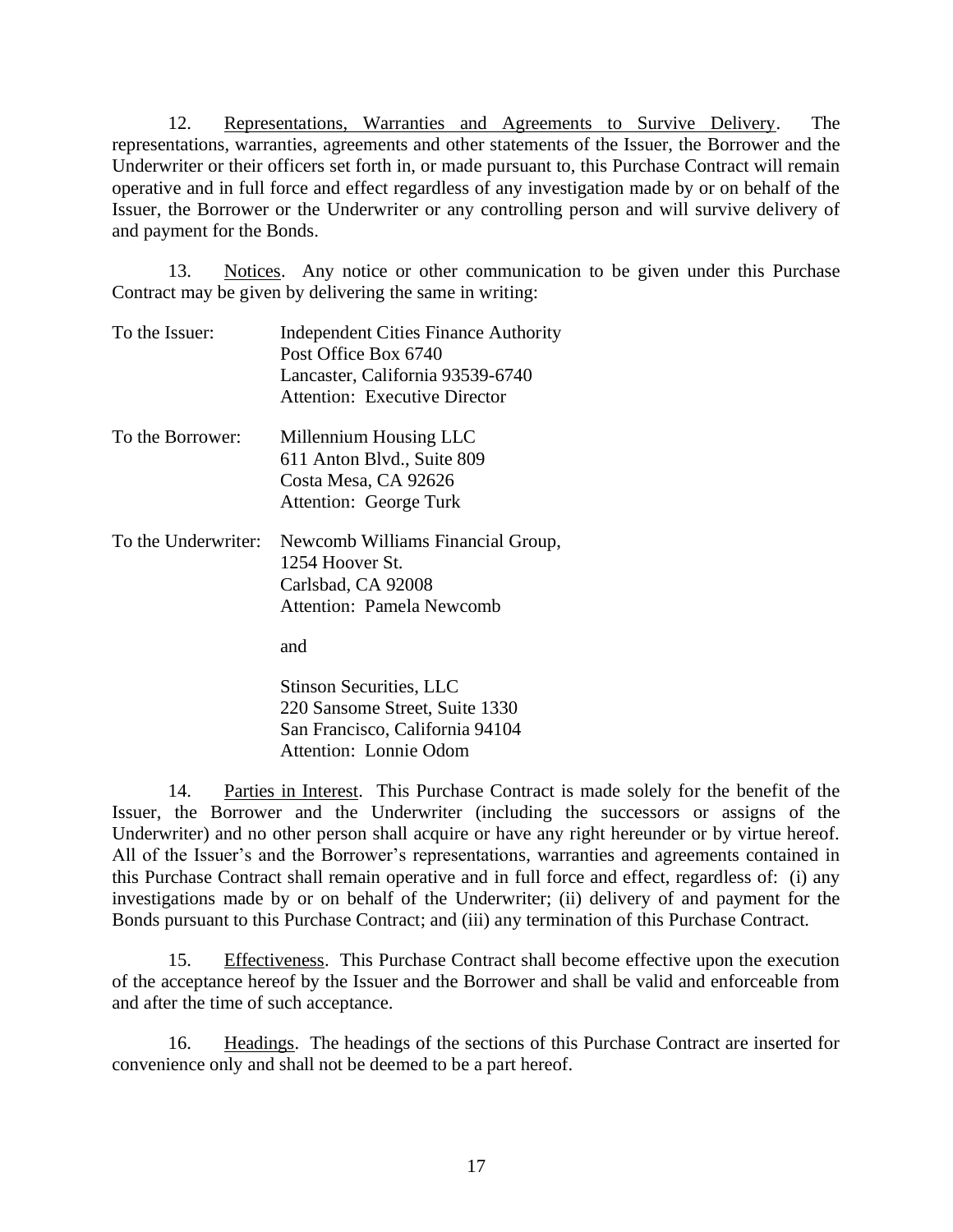12. Representations, Warranties and Agreements to Survive Delivery. The representations, warranties, agreements and other statements of the Issuer, the Borrower and the Underwriter or their officers set forth in, or made pursuant to, this Purchase Contract will remain operative and in full force and effect regardless of any investigation made by or on behalf of the Issuer, the Borrower or the Underwriter or any controlling person and will survive delivery of and payment for the Bonds.

13. Notices. Any notice or other communication to be given under this Purchase Contract may be given by delivering the same in writing:

To the Issuer:

Independent Cities Finance Authority
Post Office Box 6740
Lancaster, California 93539-6740
Attention: Executive Director

To the Borrower:

Millennium Housing LLC
611 Anton Blvd., Suite 809
Costa Mesa, CA 92626
Attention: George Turk

To the Underwriter:

Newcomb Williams Financial Group,
1254 Hoover St.
Carlsbad, CA 92008
Attention: Pamela Newcomb

and

Stinson Securities, LLC
220 Sansome Street, Suite 1330
San Francisco, California 94104
Attention: Lonnie Odom

14. Parties in Interest. This Purchase Contract is made solely for the benefit of the Issuer, the Borrower and the Underwriter (including the successors or assigns of the Underwriter) and no other person shall acquire or have any right hereunder or by virtue hereof. All of the Issuer's and the Borrower's representations, warranties and agreements contained in this Purchase Contract shall remain operative and in full force and effect, regardless of: (i) any investigations made by or on behalf of the Underwriter; (ii) delivery of and payment for the Bonds pursuant to this Purchase Contract; and (iii) any termination of this Purchase Contract.

15. Effectiveness. This Purchase Contract shall become effective upon the execution of the acceptance hereof by the Issuer and the Borrower and shall be valid and enforceable from and after the time of such acceptance.

16. Headings. The headings of the sections of this Purchase Contract are inserted for convenience only and shall not be deemed to be a part hereof.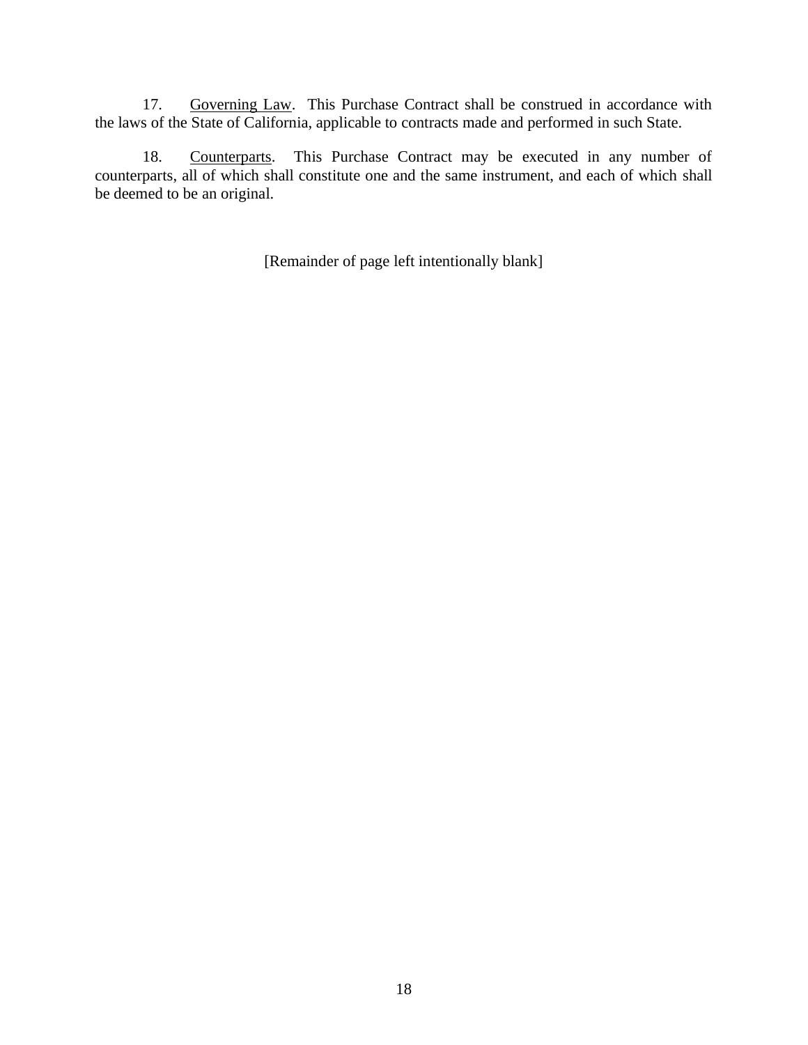17. Governing Law. This Purchase Contract shall be construed in accordance with the laws of the State of California, applicable to contracts made and performed in such State.

18. Counterparts. This Purchase Contract may be executed in any number of counterparts, all of which shall constitute one and the same instrument, and each of which shall be deemed to be an original.

[Remainder of page left intentionally blank]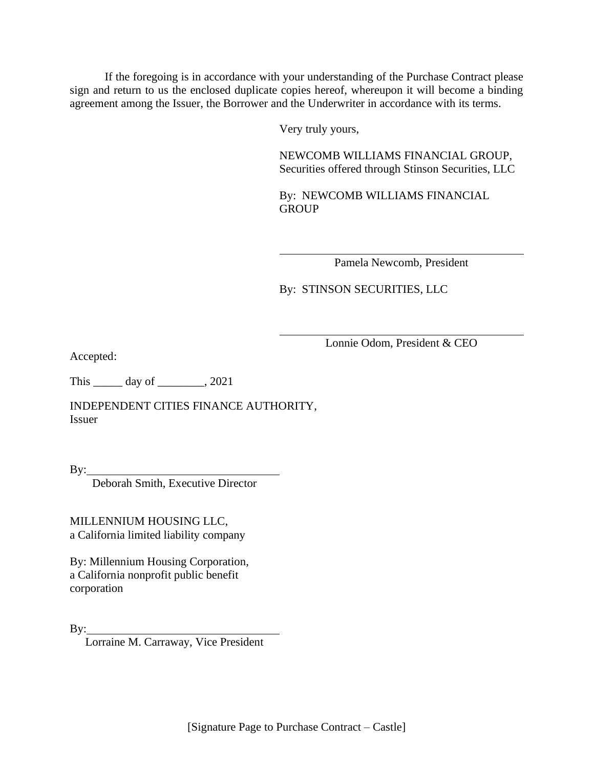If the foregoing is in accordance with your understanding of the Purchase Contract please sign and return to us the enclosed duplicate copies hereof, whereupon it will become a binding agreement among the Issuer, the Borrower and the Underwriter in accordance with its terms.

Very truly yours,

NEWCOMB WILLIAMS FINANCIAL GROUP,
Securities offered through Stinson Securities, LLC

By: NEWCOMB WILLIAMS FINANCIAL GROUP

\_\_\_\_\_\_\_\_\_\_\_\_\_\_\_\_\_\_\_\_\_\_\_\_\_\_\_\_\_\_\_\_\_\_\_\_\_\_\_\_
Pamela Newcomb, President

By: STINSON SECURITIES, LLC

\_\_\_\_\_\_\_\_\_\_\_\_\_\_\_\_\_\_\_\_\_\_\_\_\_\_\_\_\_\_\_\_\_\_\_\_\_\_\_\_
Lonnie Odom, President & CEO

Accepted:

This _____ day of ________, 2021

INDEPENDENT CITIES FINANCE AUTHORITY,
Issuer

By:\_\_\_\_\_\_\_\_\_\_\_\_\_\_\_\_\_\_\_\_\_\_\_\_\_\_\_\_\_\_\_\_\_\_
Deborah Smith, Executive Director

MILLENNIUM HOUSING LLC,
a California limited liability company

By: Millennium Housing Corporation,
a California nonprofit public benefit corporation

By:\_\_\_\_\_\_\_\_\_\_\_\_\_\_\_\_\_\_\_\_\_\_\_\_\_\_\_\_\_\_\_\_\_\_
Lorraine M. Carraway, Vice President

[Signature Page to Purchase Contract – Castle]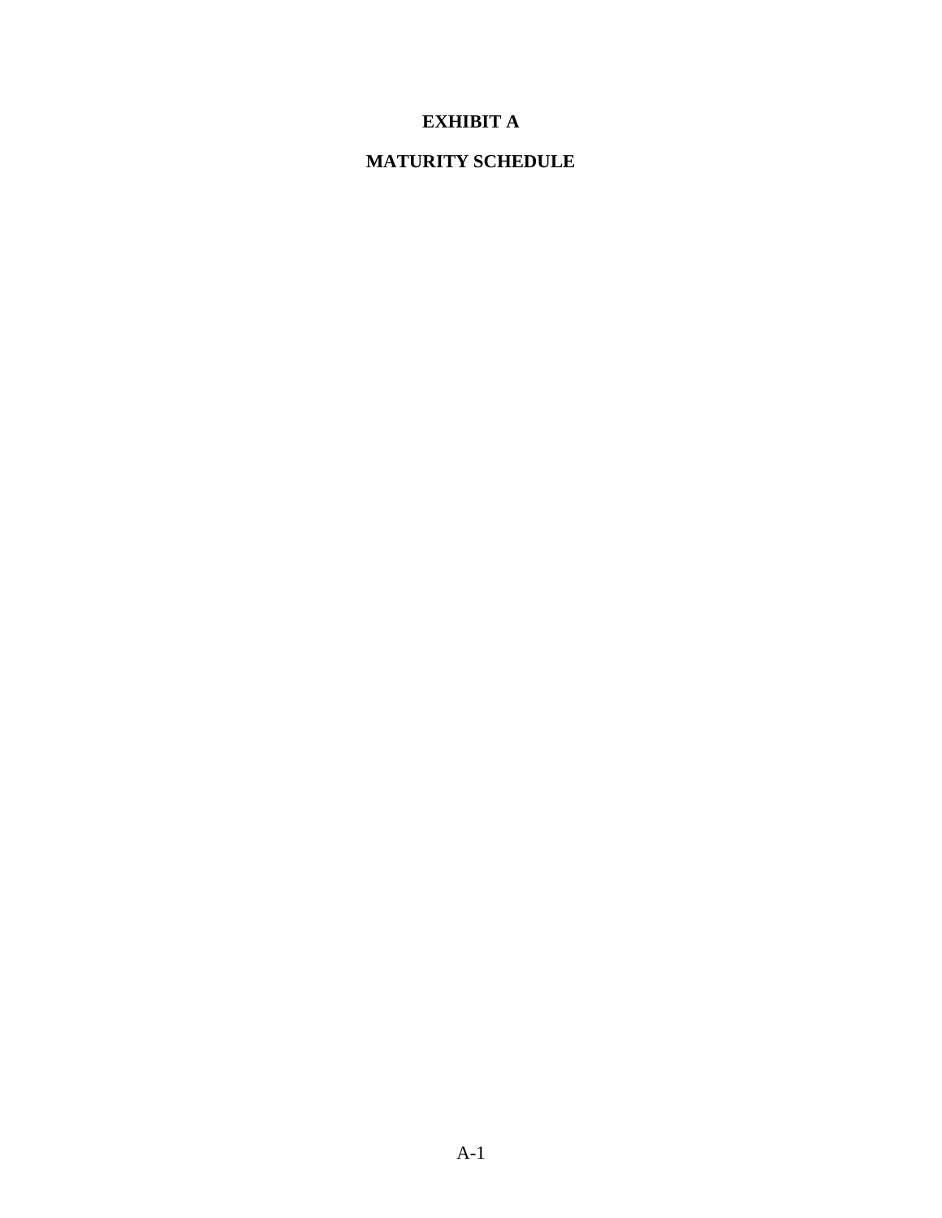# EXHIBIT A

## MATURITY SCHEDULE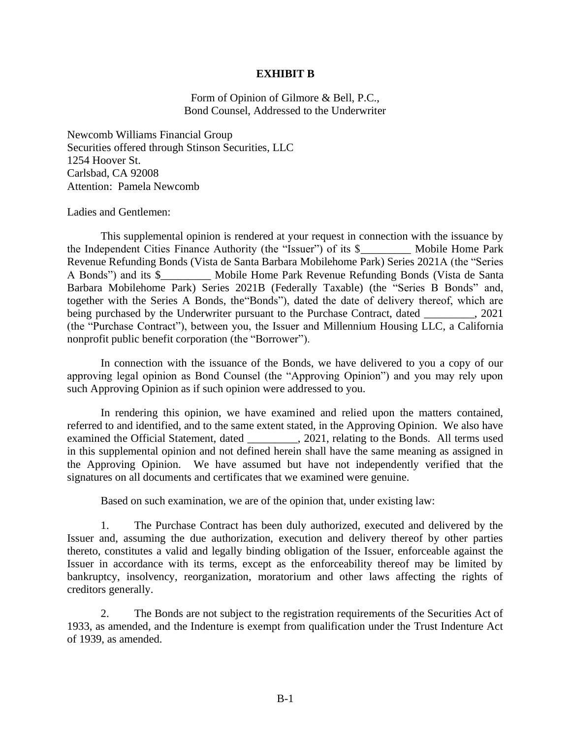**EXHIBIT B**

Form of Opinion of Gilmore & Bell, P.C.,
Bond Counsel, Addressed to the Underwriter

Newcomb Williams Financial Group
Securities offered through Stinson Securities, LLC
1254 Hoover St.
Carlsbad, CA 92008
Attention: Pamela Newcomb

Ladies and Gentlemen:

This supplemental opinion is rendered at your request in connection with the issuance by the Independent Cities Finance Authority (the "Issuer") of its $_________ Mobile Home Park Revenue Refunding Bonds (Vista de Santa Barbara Mobilehome Park) Series 2021A (the "Series A Bonds") and its $_________ Mobile Home Park Revenue Refunding Bonds (Vista de Santa Barbara Mobilehome Park) Series 2021B (Federally Taxable) (the "Series B Bonds" and, together with the Series A Bonds, the"Bonds"), dated the date of delivery thereof, which are being purchased by the Underwriter pursuant to the Purchase Contract, dated _________, 2021 (the "Purchase Contract"), between you, the Issuer and Millennium Housing LLC, a California nonprofit public benefit corporation (the "Borrower").

In connection with the issuance of the Bonds, we have delivered to you a copy of our approving legal opinion as Bond Counsel (the "Approving Opinion") and you may rely upon such Approving Opinion as if such opinion were addressed to you.

In rendering this opinion, we have examined and relied upon the matters contained, referred to and identified, and to the same extent stated, in the Approving Opinion. We also have examined the Official Statement, dated _________, 2021, relating to the Bonds. All terms used in this supplemental opinion and not defined herein shall have the same meaning as assigned in the Approving Opinion. We have assumed but have not independently verified that the signatures on all documents and certificates that we examined were genuine.

Based on such examination, we are of the opinion that, under existing law:

1. The Purchase Contract has been duly authorized, executed and delivered by the Issuer and, assuming the due authorization, execution and delivery thereof by other parties thereto, constitutes a valid and legally binding obligation of the Issuer, enforceable against the Issuer in accordance with its terms, except as the enforceability thereof may be limited by bankruptcy, insolvency, reorganization, moratorium and other laws affecting the rights of creditors generally.

2. The Bonds are not subject to the registration requirements of the Securities Act of 1933, as amended, and the Indenture is exempt from qualification under the Trust Indenture Act of 1939, as amended.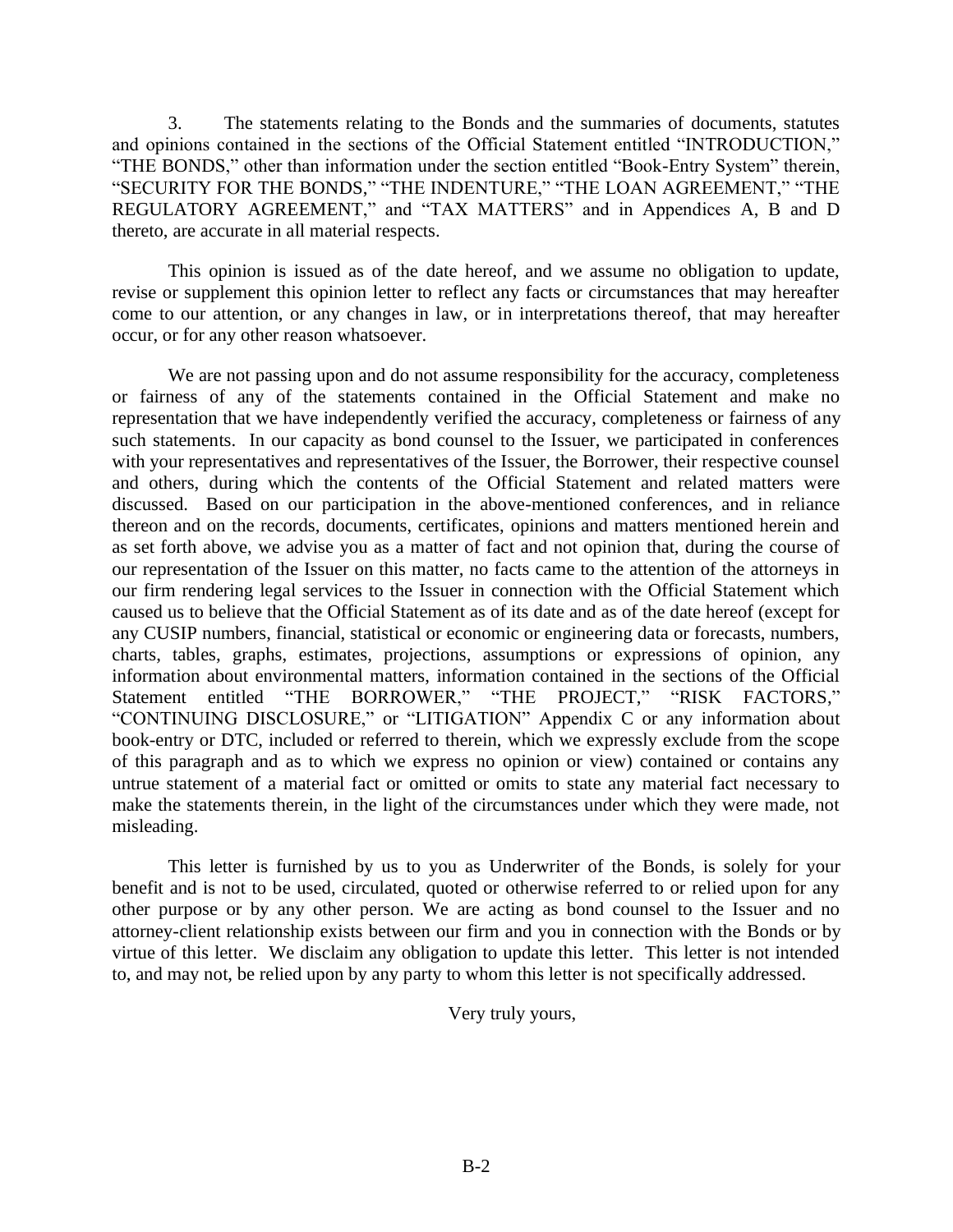3. The statements relating to the Bonds and the summaries of documents, statutes and opinions contained in the sections of the Official Statement entitled "INTRODUCTION," "THE BONDS," other than information under the section entitled "Book-Entry System" therein, "SECURITY FOR THE BONDS," "THE INDENTURE," "THE LOAN AGREEMENT," "THE REGULATORY AGREEMENT," and "TAX MATTERS" and in Appendices A, B and D thereto, are accurate in all material respects.

This opinion is issued as of the date hereof, and we assume no obligation to update, revise or supplement this opinion letter to reflect any facts or circumstances that may hereafter come to our attention, or any changes in law, or in interpretations thereof, that may hereafter occur, or for any other reason whatsoever.

We are not passing upon and do not assume responsibility for the accuracy, completeness or fairness of any of the statements contained in the Official Statement and make no representation that we have independently verified the accuracy, completeness or fairness of any such statements. In our capacity as bond counsel to the Issuer, we participated in conferences with your representatives and representatives of the Issuer, the Borrower, their respective counsel and others, during which the contents of the Official Statement and related matters were discussed. Based on our participation in the above-mentioned conferences, and in reliance thereon and on the records, documents, certificates, opinions and matters mentioned herein and as set forth above, we advise you as a matter of fact and not opinion that, during the course of our representation of the Issuer on this matter, no facts came to the attention of the attorneys in our firm rendering legal services to the Issuer in connection with the Official Statement which caused us to believe that the Official Statement as of its date and as of the date hereof (except for any CUSIP numbers, financial, statistical or economic or engineering data or forecasts, numbers, charts, tables, graphs, estimates, projections, assumptions or expressions of opinion, any information about environmental matters, information contained in the sections of the Official Statement entitled "THE BORROWER," "THE PROJECT," "RISK FACTORS," "CONTINUING DISCLOSURE," or "LITIGATION" Appendix C or any information about book-entry or DTC, included or referred to therein, which we expressly exclude from the scope of this paragraph and as to which we express no opinion or view) contained or contains any untrue statement of a material fact or omitted or omits to state any material fact necessary to make the statements therein, in the light of the circumstances under which they were made, not misleading.

This letter is furnished by us to you as Underwriter of the Bonds, is solely for your benefit and is not to be used, circulated, quoted or otherwise referred to or relied upon for any other purpose or by any other person. We are acting as bond counsel to the Issuer and no attorney-client relationship exists between our firm and you in connection with the Bonds or by virtue of this letter. We disclaim any obligation to update this letter. This letter is not intended to, and may not, be relied upon by any party to whom this letter is not specifically addressed.

Very truly yours,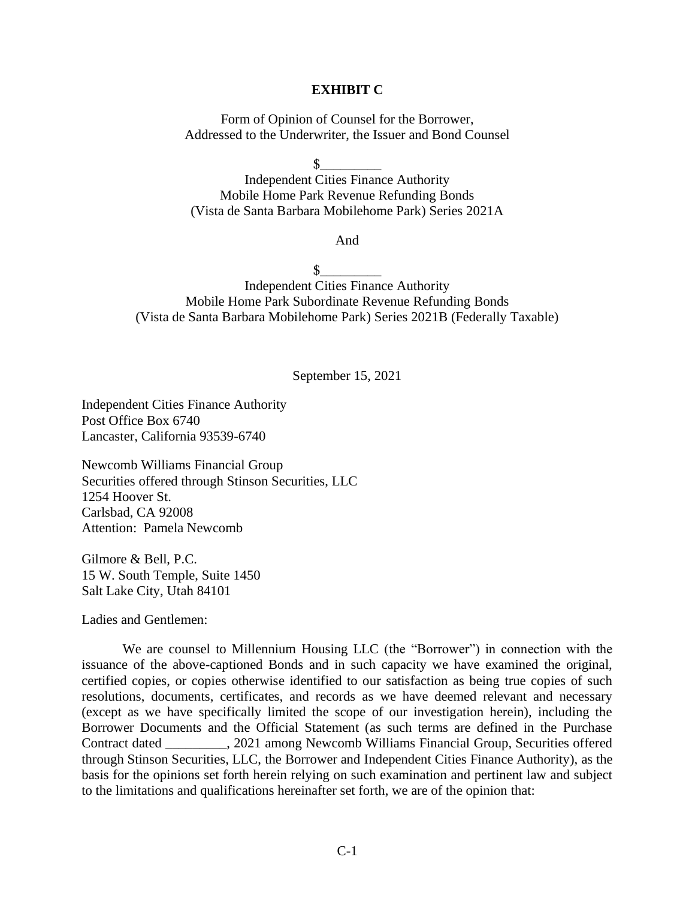# EXHIBIT C

Form of Opinion of Counsel for the Borrower,
Addressed to the Underwriter, the Issuer and Bond Counsel

$_________
Independent Cities Finance Authority
Mobile Home Park Revenue Refunding Bonds
(Vista de Santa Barbara Mobilehome Park) Series 2021A

And

$_________
Independent Cities Finance Authority
Mobile Home Park Subordinate Revenue Refunding Bonds
(Vista de Santa Barbara Mobilehome Park) Series 2021B (Federally Taxable)

September 15, 2021

Independent Cities Finance Authority
Post Office Box 6740
Lancaster, California 93539-6740

Newcomb Williams Financial Group
Securities offered through Stinson Securities, LLC
1254 Hoover St.
Carlsbad, CA 92008
Attention: Pamela Newcomb

Gilmore & Bell, P.C.
15 W. South Temple, Suite 1450
Salt Lake City, Utah 84101

Ladies and Gentlemen:

We are counsel to Millennium Housing LLC (the "Borrower") in connection with the issuance of the above-captioned Bonds and in such capacity we have examined the original, certified copies, or copies otherwise identified to our satisfaction as being true copies of such resolutions, documents, certificates, and records as we have deemed relevant and necessary (except as we have specifically limited the scope of our investigation herein), including the Borrower Documents and the Official Statement (as such terms are defined in the Purchase Contract dated _________, 2021 among Newcomb Williams Financial Group, Securities offered through Stinson Securities, LLC, the Borrower and Independent Cities Finance Authority), as the basis for the opinions set forth herein relying on such examination and pertinent law and subject to the limitations and qualifications hereinafter set forth, we are of the opinion that: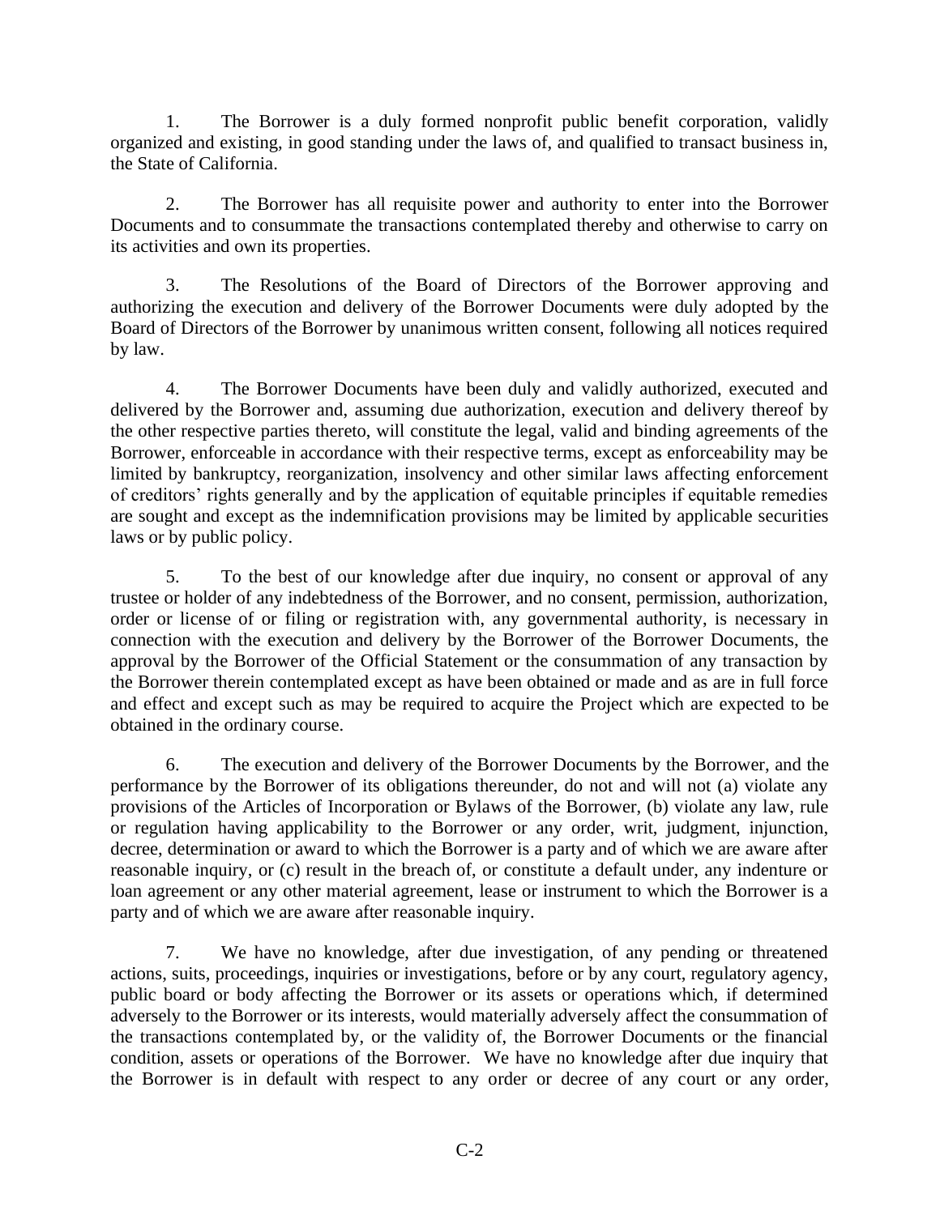1. The Borrower is a duly formed nonprofit public benefit corporation, validly organized and existing, in good standing under the laws of, and qualified to transact business in, the State of California.

2. The Borrower has all requisite power and authority to enter into the Borrower Documents and to consummate the transactions contemplated thereby and otherwise to carry on its activities and own its properties.

3. The Resolutions of the Board of Directors of the Borrower approving and authorizing the execution and delivery of the Borrower Documents were duly adopted by the Board of Directors of the Borrower by unanimous written consent, following all notices required by law.

4. The Borrower Documents have been duly and validly authorized, executed and delivered by the Borrower and, assuming due authorization, execution and delivery thereof by the other respective parties thereto, will constitute the legal, valid and binding agreements of the Borrower, enforceable in accordance with their respective terms, except as enforceability may be limited by bankruptcy, reorganization, insolvency and other similar laws affecting enforcement of creditors' rights generally and by the application of equitable principles if equitable remedies are sought and except as the indemnification provisions may be limited by applicable securities laws or by public policy.

5. To the best of our knowledge after due inquiry, no consent or approval of any trustee or holder of any indebtedness of the Borrower, and no consent, permission, authorization, order or license of or filing or registration with, any governmental authority, is necessary in connection with the execution and delivery by the Borrower of the Borrower Documents, the approval by the Borrower of the Official Statement or the consummation of any transaction by the Borrower therein contemplated except as have been obtained or made and as are in full force and effect and except such as may be required to acquire the Project which are expected to be obtained in the ordinary course.

6. The execution and delivery of the Borrower Documents by the Borrower, and the performance by the Borrower of its obligations thereunder, do not and will not (a) violate any provisions of the Articles of Incorporation or Bylaws of the Borrower, (b) violate any law, rule or regulation having applicability to the Borrower or any order, writ, judgment, injunction, decree, determination or award to which the Borrower is a party and of which we are aware after reasonable inquiry, or (c) result in the breach of, or constitute a default under, any indenture or loan agreement or any other material agreement, lease or instrument to which the Borrower is a party and of which we are aware after reasonable inquiry.

7. We have no knowledge, after due investigation, of any pending or threatened actions, suits, proceedings, inquiries or investigations, before or by any court, regulatory agency, public board or body affecting the Borrower or its assets or operations which, if determined adversely to the Borrower or its interests, would materially adversely affect the consummation of the transactions contemplated by, or the validity of, the Borrower Documents or the financial condition, assets or operations of the Borrower. We have no knowledge after due inquiry that the Borrower is in default with respect to any order or decree of any court or any order,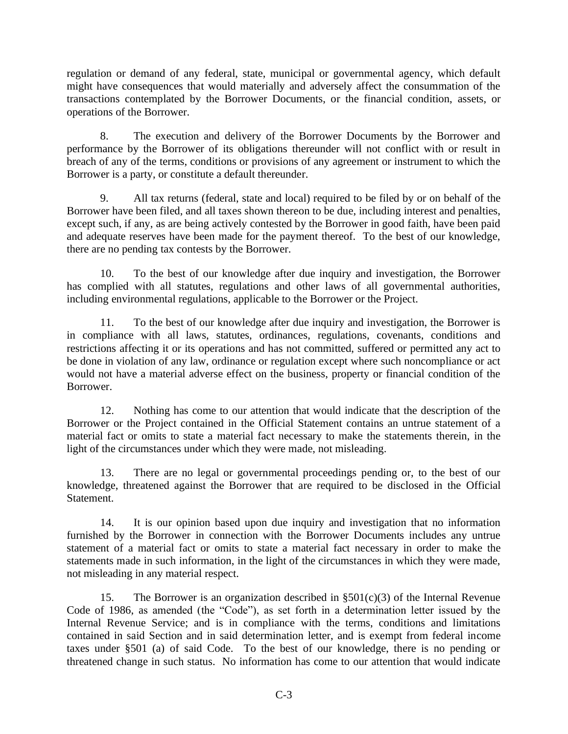regulation or demand of any federal, state, municipal or governmental agency, which default might have consequences that would materially and adversely affect the consummation of the transactions contemplated by the Borrower Documents, or the financial condition, assets, or operations of the Borrower.

8. The execution and delivery of the Borrower Documents by the Borrower and performance by the Borrower of its obligations thereunder will not conflict with or result in breach of any of the terms, conditions or provisions of any agreement or instrument to which the Borrower is a party, or constitute a default thereunder.

9. All tax returns (federal, state and local) required to be filed by or on behalf of the Borrower have been filed, and all taxes shown thereon to be due, including interest and penalties, except such, if any, as are being actively contested by the Borrower in good faith, have been paid and adequate reserves have been made for the payment thereof. To the best of our knowledge, there are no pending tax contests by the Borrower.

10. To the best of our knowledge after due inquiry and investigation, the Borrower has complied with all statutes, regulations and other laws of all governmental authorities, including environmental regulations, applicable to the Borrower or the Project.

11. To the best of our knowledge after due inquiry and investigation, the Borrower is in compliance with all laws, statutes, ordinances, regulations, covenants, conditions and restrictions affecting it or its operations and has not committed, suffered or permitted any act to be done in violation of any law, ordinance or regulation except where such noncompliance or act would not have a material adverse effect on the business, property or financial condition of the Borrower.

12. Nothing has come to our attention that would indicate that the description of the Borrower or the Project contained in the Official Statement contains an untrue statement of a material fact or omits to state a material fact necessary to make the statements therein, in the light of the circumstances under which they were made, not misleading.

13. There are no legal or governmental proceedings pending or, to the best of our knowledge, threatened against the Borrower that are required to be disclosed in the Official Statement.

14. It is our opinion based upon due inquiry and investigation that no information furnished by the Borrower in connection with the Borrower Documents includes any untrue statement of a material fact or omits to state a material fact necessary in order to make the statements made in such information, in the light of the circumstances in which they were made, not misleading in any material respect.

15. The Borrower is an organization described in §501(c)(3) of the Internal Revenue Code of 1986, as amended (the "Code"), as set forth in a determination letter issued by the Internal Revenue Service; and is in compliance with the terms, conditions and limitations contained in said Section and in said determination letter, and is exempt from federal income taxes under §501 (a) of said Code. To the best of our knowledge, there is no pending or threatened change in such status. No information has come to our attention that would indicate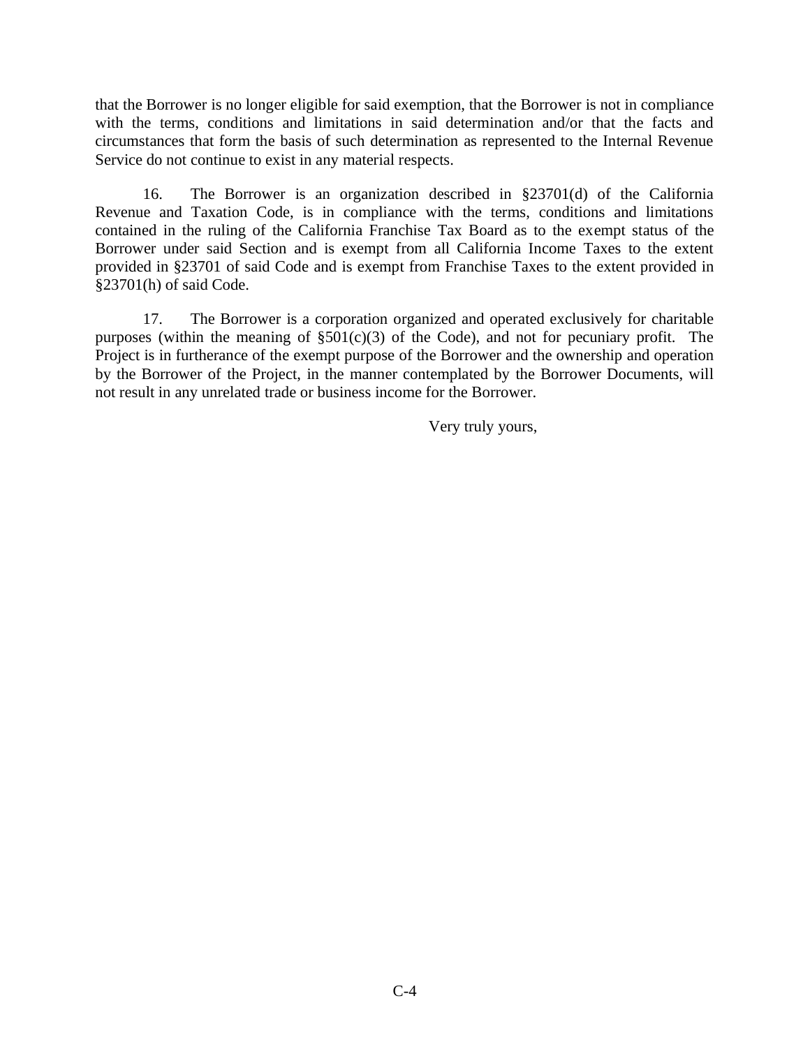that the Borrower is no longer eligible for said exemption, that the Borrower is not in compliance with the terms, conditions and limitations in said determination and/or that the facts and circumstances that form the basis of such determination as represented to the Internal Revenue Service do not continue to exist in any material respects.

16. The Borrower is an organization described in §23701(d) of the California Revenue and Taxation Code, is in compliance with the terms, conditions and limitations contained in the ruling of the California Franchise Tax Board as to the exempt status of the Borrower under said Section and is exempt from all California Income Taxes to the extent provided in §23701 of said Code and is exempt from Franchise Taxes to the extent provided in §23701(h) of said Code.

17. The Borrower is a corporation organized and operated exclusively for charitable purposes (within the meaning of §501(c)(3) of the Code), and not for pecuniary profit. The Project is in furtherance of the exempt purpose of the Borrower and the ownership and operation by the Borrower of the Project, in the manner contemplated by the Borrower Documents, will not result in any unrelated trade or business income for the Borrower.

Very truly yours,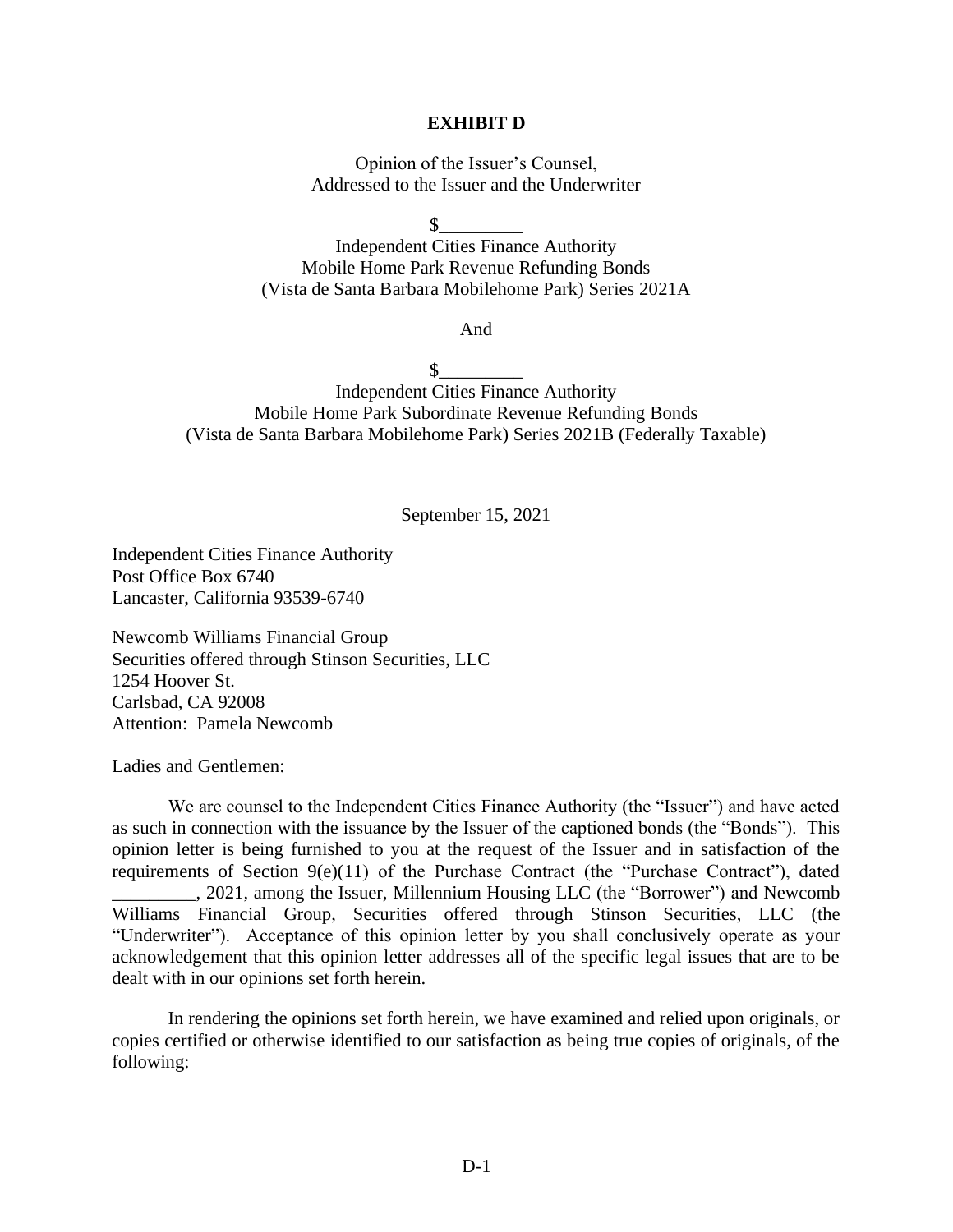**EXHIBIT D**

Opinion of the Issuer's Counsel,
Addressed to the Issuer and the Underwriter

$_________
Independent Cities Finance Authority
Mobile Home Park Revenue Refunding Bonds
(Vista de Santa Barbara Mobilehome Park) Series 2021A

And

$_________
Independent Cities Finance Authority
Mobile Home Park Subordinate Revenue Refunding Bonds
(Vista de Santa Barbara Mobilehome Park) Series 2021B (Federally Taxable)

September 15, 2021

Independent Cities Finance Authority
Post Office Box 6740
Lancaster, California 93539-6740

Newcomb Williams Financial Group
Securities offered through Stinson Securities, LLC
1254 Hoover St.
Carlsbad, CA 92008
Attention: Pamela Newcomb

Ladies and Gentlemen:

We are counsel to the Independent Cities Finance Authority (the "Issuer") and have acted as such in connection with the issuance by the Issuer of the captioned bonds (the "Bonds"). This opinion letter is being furnished to you at the request of the Issuer and in satisfaction of the requirements of Section 9(e)(11) of the Purchase Contract (the "Purchase Contract"), dated _________, 2021, among the Issuer, Millennium Housing LLC (the "Borrower") and Newcomb Williams Financial Group, Securities offered through Stinson Securities, LLC (the "Underwriter"). Acceptance of this opinion letter by you shall conclusively operate as your acknowledgement that this opinion letter addresses all of the specific legal issues that are to be dealt with in our opinions set forth herein.

In rendering the opinions set forth herein, we have examined and relied upon originals, or copies certified or otherwise identified to our satisfaction as being true copies of originals, of the following: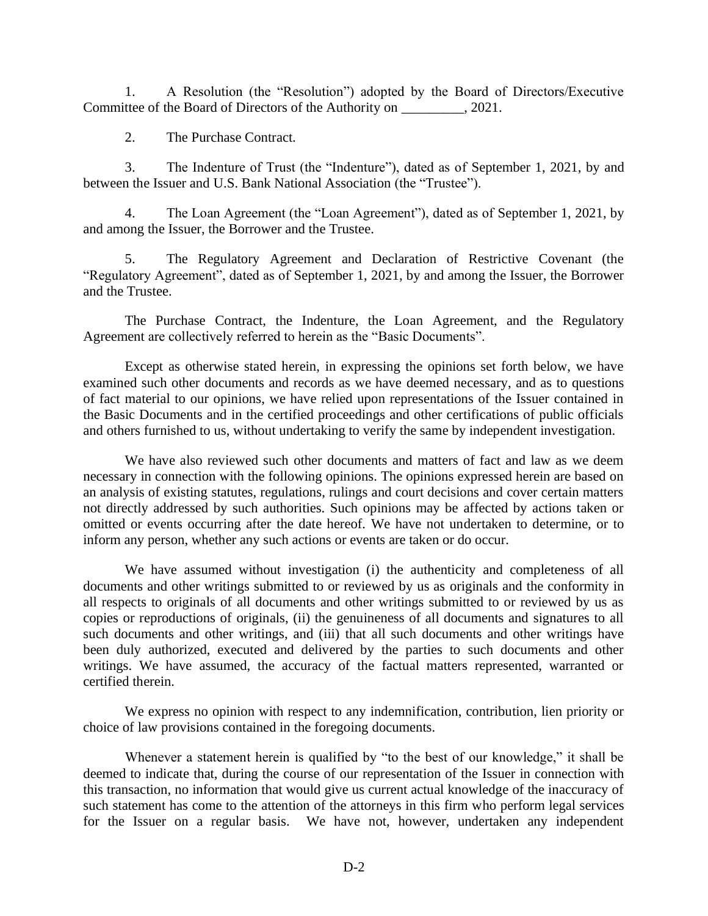1. A Resolution (the "Resolution") adopted by the Board of Directors/Executive Committee of the Board of Directors of the Authority on _________, 2021.

2. The Purchase Contract.

3. The Indenture of Trust (the "Indenture"), dated as of September 1, 2021, by and between the Issuer and U.S. Bank National Association (the "Trustee").

4. The Loan Agreement (the "Loan Agreement"), dated as of September 1, 2021, by and among the Issuer, the Borrower and the Trustee.

5. The Regulatory Agreement and Declaration of Restrictive Covenant (the "Regulatory Agreement", dated as of September 1, 2021, by and among the Issuer, the Borrower and the Trustee.

The Purchase Contract, the Indenture, the Loan Agreement, and the Regulatory Agreement are collectively referred to herein as the "Basic Documents".

Except as otherwise stated herein, in expressing the opinions set forth below, we have examined such other documents and records as we have deemed necessary, and as to questions of fact material to our opinions, we have relied upon representations of the Issuer contained in the Basic Documents and in the certified proceedings and other certifications of public officials and others furnished to us, without undertaking to verify the same by independent investigation.

We have also reviewed such other documents and matters of fact and law as we deem necessary in connection with the following opinions. The opinions expressed herein are based on an analysis of existing statutes, regulations, rulings and court decisions and cover certain matters not directly addressed by such authorities. Such opinions may be affected by actions taken or omitted or events occurring after the date hereof. We have not undertaken to determine, or to inform any person, whether any such actions or events are taken or do occur.

We have assumed without investigation (i) the authenticity and completeness of all documents and other writings submitted to or reviewed by us as originals and the conformity in all respects to originals of all documents and other writings submitted to or reviewed by us as copies or reproductions of originals, (ii) the genuineness of all documents and signatures to all such documents and other writings, and (iii) that all such documents and other writings have been duly authorized, executed and delivered by the parties to such documents and other writings. We have assumed, the accuracy of the factual matters represented, warranted or certified therein.

We express no opinion with respect to any indemnification, contribution, lien priority or choice of law provisions contained in the foregoing documents.

Whenever a statement herein is qualified by "to the best of our knowledge," it shall be deemed to indicate that, during the course of our representation of the Issuer in connection with this transaction, no information that would give us current actual knowledge of the inaccuracy of such statement has come to the attention of the attorneys in this firm who perform legal services for the Issuer on a regular basis. We have not, however, undertaken any independent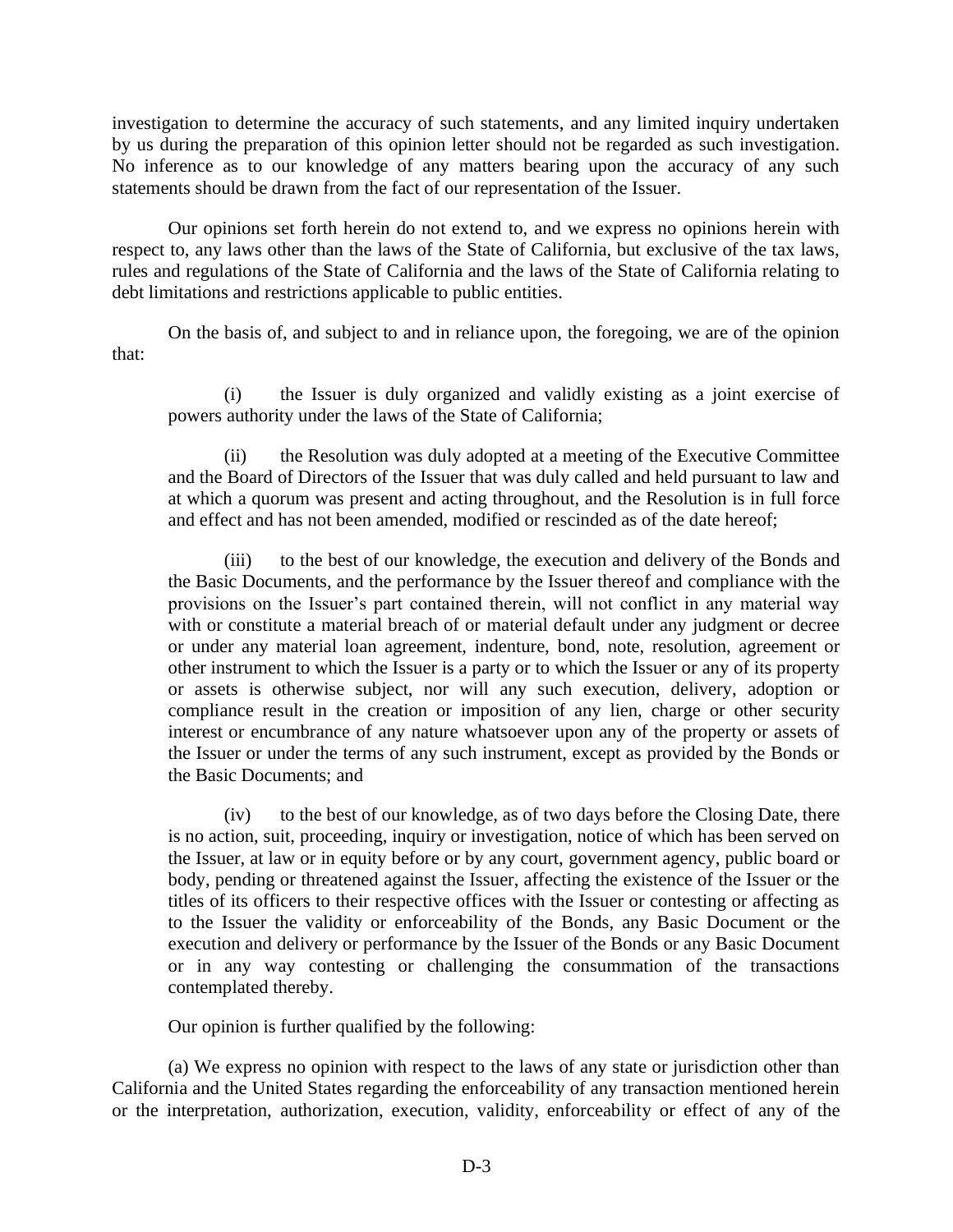investigation to determine the accuracy of such statements, and any limited inquiry undertaken by us during the preparation of this opinion letter should not be regarded as such investigation. No inference as to our knowledge of any matters bearing upon the accuracy of any such statements should be drawn from the fact of our representation of the Issuer.

Our opinions set forth herein do not extend to, and we express no opinions herein with respect to, any laws other than the laws of the State of California, but exclusive of the tax laws, rules and regulations of the State of California and the laws of the State of California relating to debt limitations and restrictions applicable to public entities.

On the basis of, and subject to and in reliance upon, the foregoing, we are of the opinion that:

(i) the Issuer is duly organized and validly existing as a joint exercise of powers authority under the laws of the State of California;

(ii) the Resolution was duly adopted at a meeting of the Executive Committee and the Board of Directors of the Issuer that was duly called and held pursuant to law and at which a quorum was present and acting throughout, and the Resolution is in full force and effect and has not been amended, modified or rescinded as of the date hereof;

(iii) to the best of our knowledge, the execution and delivery of the Bonds and the Basic Documents, and the performance by the Issuer thereof and compliance with the provisions on the Issuer's part contained therein, will not conflict in any material way with or constitute a material breach of or material default under any judgment or decree or under any material loan agreement, indenture, bond, note, resolution, agreement or other instrument to which the Issuer is a party or to which the Issuer or any of its property or assets is otherwise subject, nor will any such execution, delivery, adoption or compliance result in the creation or imposition of any lien, charge or other security interest or encumbrance of any nature whatsoever upon any of the property or assets of the Issuer or under the terms of any such instrument, except as provided by the Bonds or the Basic Documents; and

(iv) to the best of our knowledge, as of two days before the Closing Date, there is no action, suit, proceeding, inquiry or investigation, notice of which has been served on the Issuer, at law or in equity before or by any court, government agency, public board or body, pending or threatened against the Issuer, affecting the existence of the Issuer or the titles of its officers to their respective offices with the Issuer or contesting or affecting as to the Issuer the validity or enforceability of the Bonds, any Basic Document or the execution and delivery or performance by the Issuer of the Bonds or any Basic Document or in any way contesting or challenging the consummation of the transactions contemplated thereby.

Our opinion is further qualified by the following:

(a) We express no opinion with respect to the laws of any state or jurisdiction other than California and the United States regarding the enforceability of any transaction mentioned herein or the interpretation, authorization, execution, validity, enforceability or effect of any of the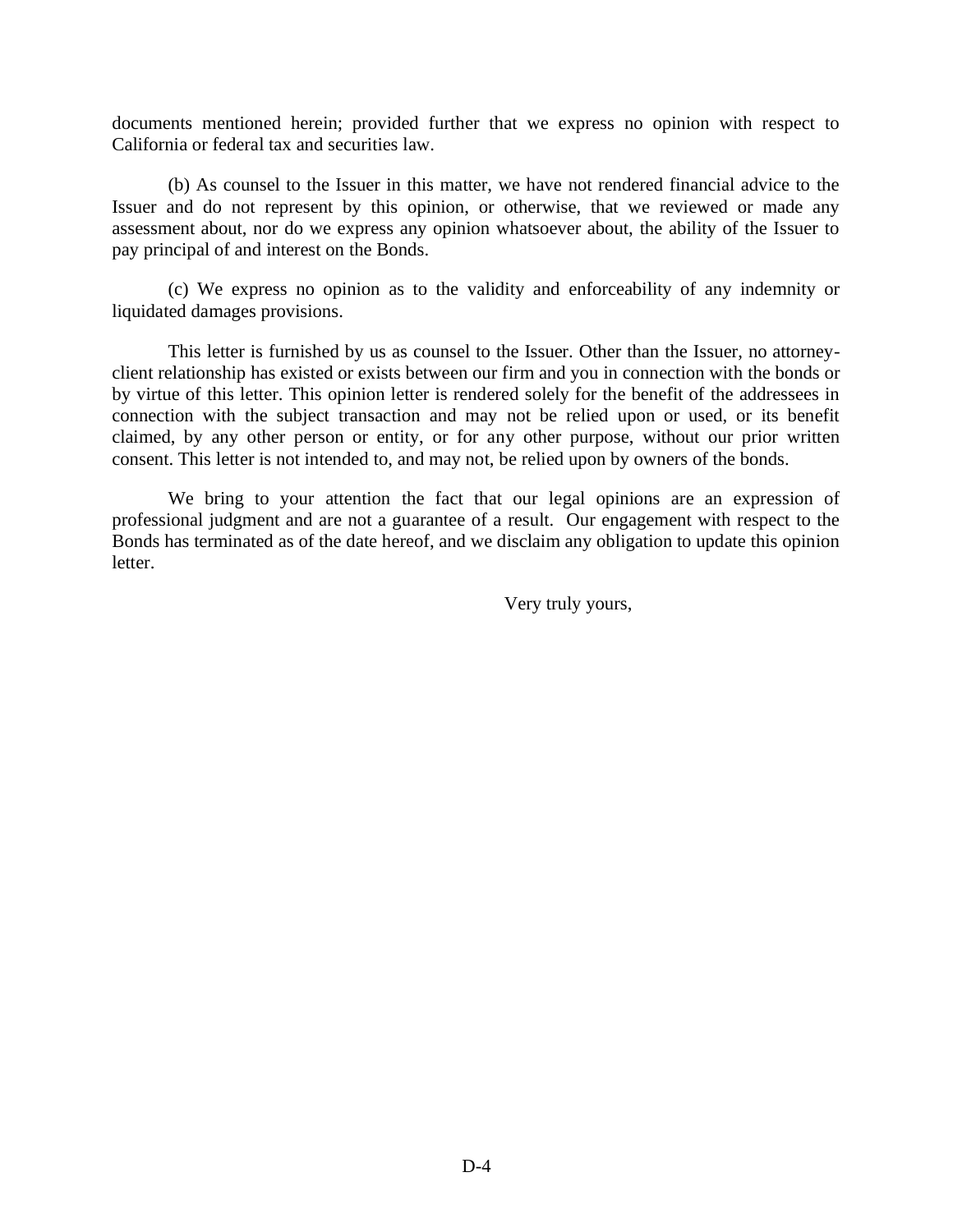documents mentioned herein; provided further that we express no opinion with respect to California or federal tax and securities law.

(b) As counsel to the Issuer in this matter, we have not rendered financial advice to the Issuer and do not represent by this opinion, or otherwise, that we reviewed or made any assessment about, nor do we express any opinion whatsoever about, the ability of the Issuer to pay principal of and interest on the Bonds.

(c) We express no opinion as to the validity and enforceability of any indemnity or liquidated damages provisions.

This letter is furnished by us as counsel to the Issuer. Other than the Issuer, no attorney-client relationship has existed or exists between our firm and you in connection with the bonds or by virtue of this letter. This opinion letter is rendered solely for the benefit of the addressees in connection with the subject transaction and may not be relied upon or used, or its benefit claimed, by any other person or entity, or for any other purpose, without our prior written consent. This letter is not intended to, and may not, be relied upon by owners of the bonds.

We bring to your attention the fact that our legal opinions are an expression of professional judgment and are not a guarantee of a result. Our engagement with respect to the Bonds has terminated as of the date hereof, and we disclaim any obligation to update this opinion letter.

Very truly yours,